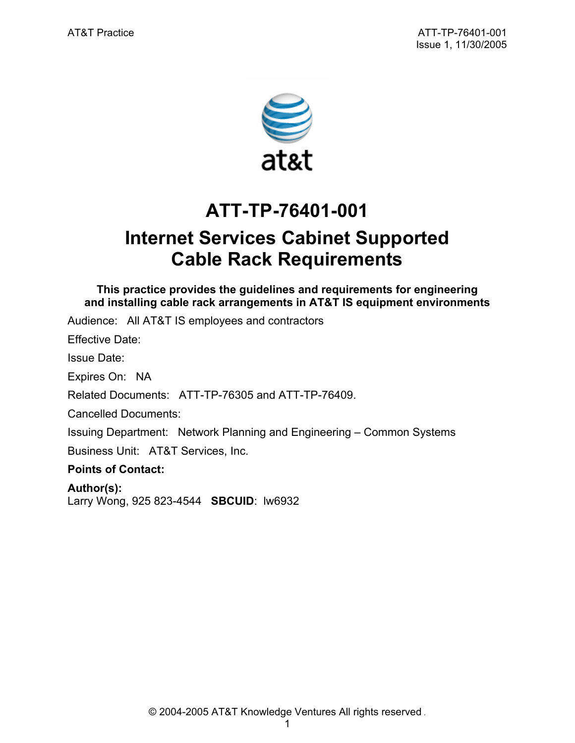# ATT-TP-76401-001

# Internet Services Cabinet Supported Cable Rack Requirements

**This practice provides the guidelines and requirements for engineering and installing cable rack arrangements in AT&T IS equipment environments**

Audience: All AT&T IS employees and contractors

Effective Date:

Issue Date:

Expires On: NA

Related Documents: ATT-TP-76305 and ATT-TP-76409.

Cancelled Documents:

Issuing Department: Network Planning and Engineering – Common Systems

Business Unit: AT&T Services, Inc.

**Points of Contact:**

**Author(s):**
Larry Wong, 925 823-4544 **SBCUID**: lw6932

© 2004-2005 AT&T Knowledge Ventures All rights reserved.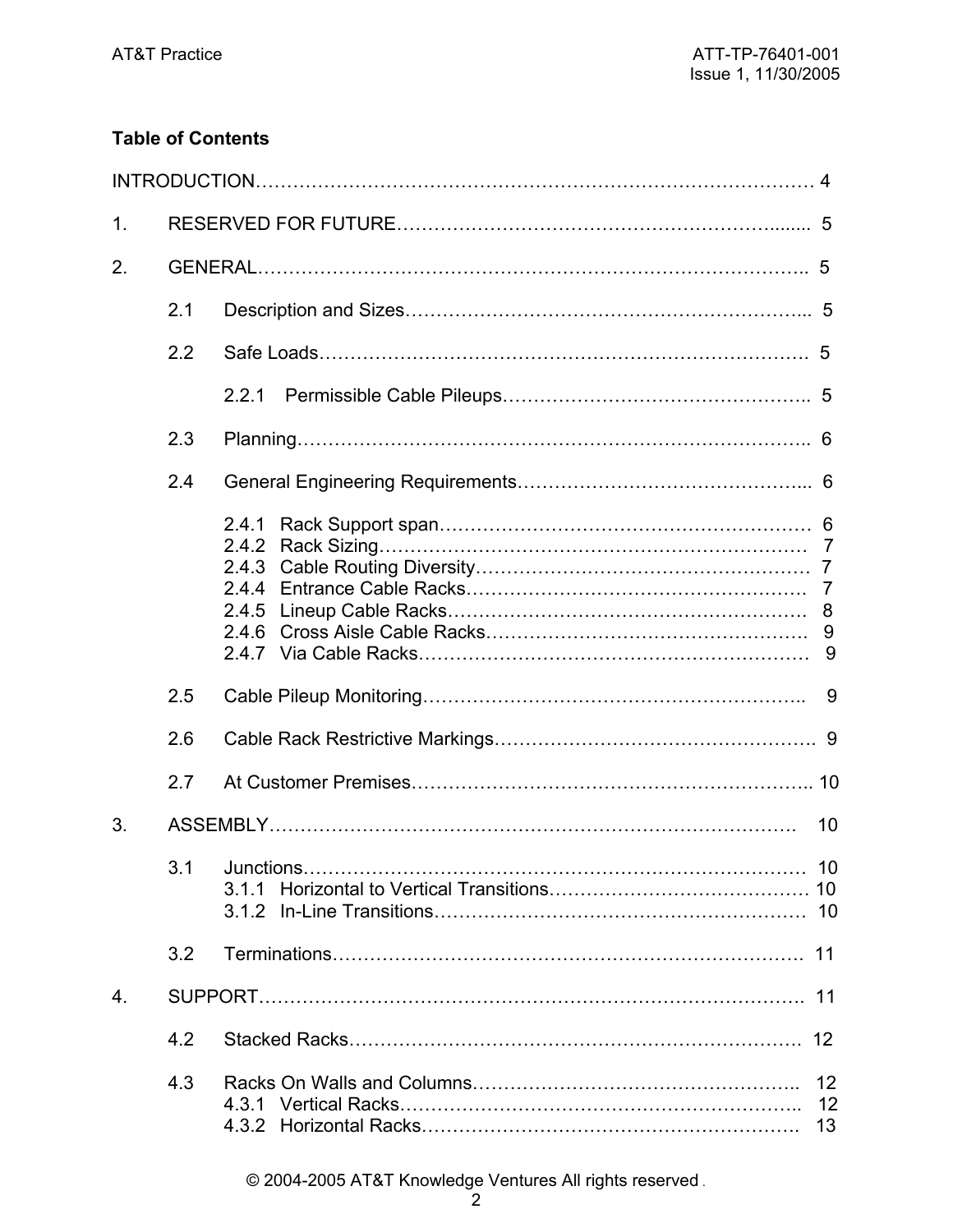**Table of Contents**

INTRODUCTION……………………………………………………………………………… 4

1. RESERVED FOR FUTURE…………………………………………………….......  5

2. GENERAL…………………………………………………………………………..  5

    2.1 Description and Sizes………………………………………………………...  5

    2.2 Safe Loads…………………………………………………………………….  5

        2.2.1 Permissible Cable Pileups…………………………………………..  5

    2.3 Planning……………………………………………………………………..  6

    2.4 General Engineering Requirements……………………………………...  6

        2.4.1 Rack Support span……………………………………………………  6
        2.4.2 Rack Sizing……………………………………………………………  7
        2.4.3 Cable Routing Diversity………………………………………………  7
        2.4.4 Entrance Cable Racks………………………………………………  7
        2.4.5 Lineup Cable Racks…………………………………………………  8
        2.4.6 Cross Aisle Cable Racks……………………………………………  9
        2.4.7 Via Cable Racks………………………………………………………  9

    2.5 Cable Pileup Monitoring……………………………………………………..  9

    2.6 Cable Rack Restrictive Markings…………………………………………. 9

    2.7 At Customer Premises……………………………………………………….. 10

3. ASSEMBLY…………………………………………………………………………  10

    3.1 Junctions………………………………………………………………………  10
        3.1.1 Horizontal to Vertical Transitions…………………………………… 10
        3.1.2 In-Line Transitions……………………………………………………  10

    3.2 Terminations…………………………………………………………………. 11

4. SUPPORT…………………………………………………………………………. 11

    4.2 Stacked Racks………………………………………………………………. 12

    4.3 Racks On Walls and Columns……………………………………………..  12
        4.3.1 Vertical Racks………………………………………………………..  12
        4.3.2 Horizontal Racks……………………………………………………  13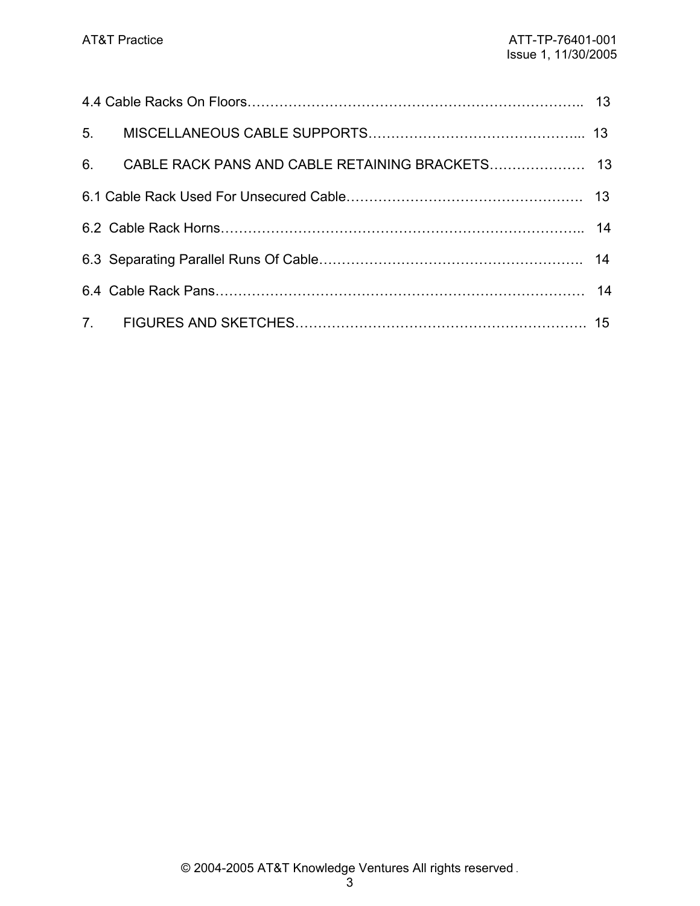4.4 Cable Racks On Floors………………………………………………………………….. 13

5. MISCELLANEOUS CABLE SUPPORTS……………………………………….. 13

6. CABLE RACK PANS AND CABLE RETAINING BRACKETS………………… 13

6.1 Cable Rack Used For Unsecured Cable……………………………………………. 13

6.2 Cable Rack Horns……………………………………………………………………….. 14

6.3 Separating Parallel Runs Of Cable………………………………………………. 14

6.4 Cable Rack Pans…………………………………………………………………………… 14

7. FIGURES AND SKETCHES………………………………………………………. 15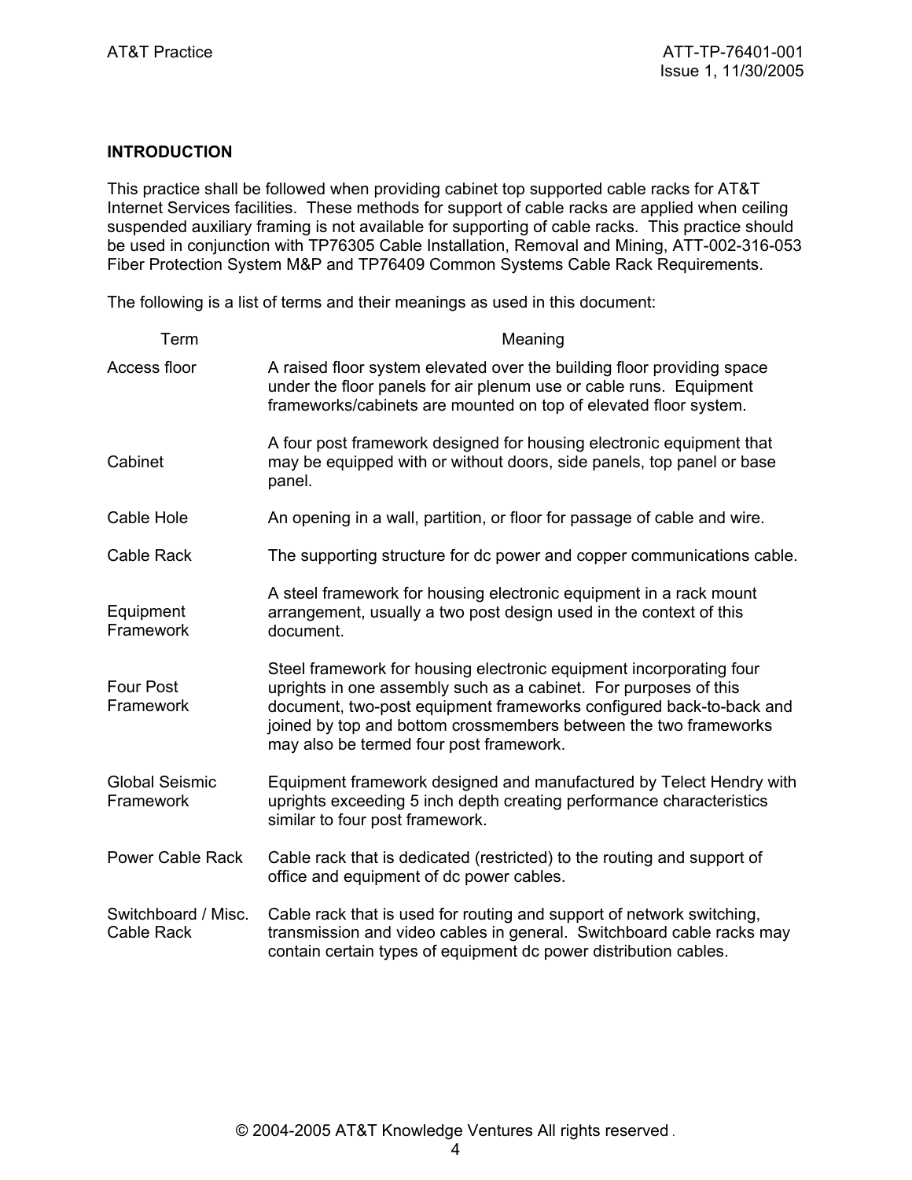## INTRODUCTION

This practice shall be followed when providing cabinet top supported cable racks for AT&T Internet Services facilities. These methods for support of cable racks are applied when ceiling suspended auxiliary framing is not available for supporting of cable racks. This practice should be used in conjunction with TP76305 Cable Installation, Removal and Mining, ATT-002-316-053 Fiber Protection System M&P and TP76409 Common Systems Cable Rack Requirements.

The following is a list of terms and their meanings as used in this document:

| Term | Meaning |
|---|---|
| Access floor | A raised floor system elevated over the building floor providing space under the floor panels for air plenum use or cable runs. Equipment frameworks/cabinets are mounted on top of elevated floor system. |
| Cabinet | A four post framework designed for housing electronic equipment that may be equipped with or without doors, side panels, top panel or base panel. |
| Cable Hole | An opening in a wall, partition, or floor for passage of cable and wire. |
| Cable Rack | The supporting structure for dc power and copper communications cable. |
| Equipment Framework | A steel framework for housing electronic equipment in a rack mount arrangement, usually a two post design used in the context of this document. |
| Four Post Framework | Steel framework for housing electronic equipment incorporating four uprights in one assembly such as a cabinet. For purposes of this document, two-post equipment frameworks configured back-to-back and joined by top and bottom crossmembers between the two frameworks may also be termed four post framework. |
| Global Seismic Framework | Equipment framework designed and manufactured by Telect Hendry with uprights exceeding 5 inch depth creating performance characteristics similar to four post framework. |
| Power Cable Rack | Cable rack that is dedicated (restricted) to the routing and support of office and equipment of dc power cables. |
| Switchboard / Misc. Cable Rack | Cable rack that is used for routing and support of network switching, transmission and video cables in general. Switchboard cable racks may contain certain types of equipment dc power distribution cables. |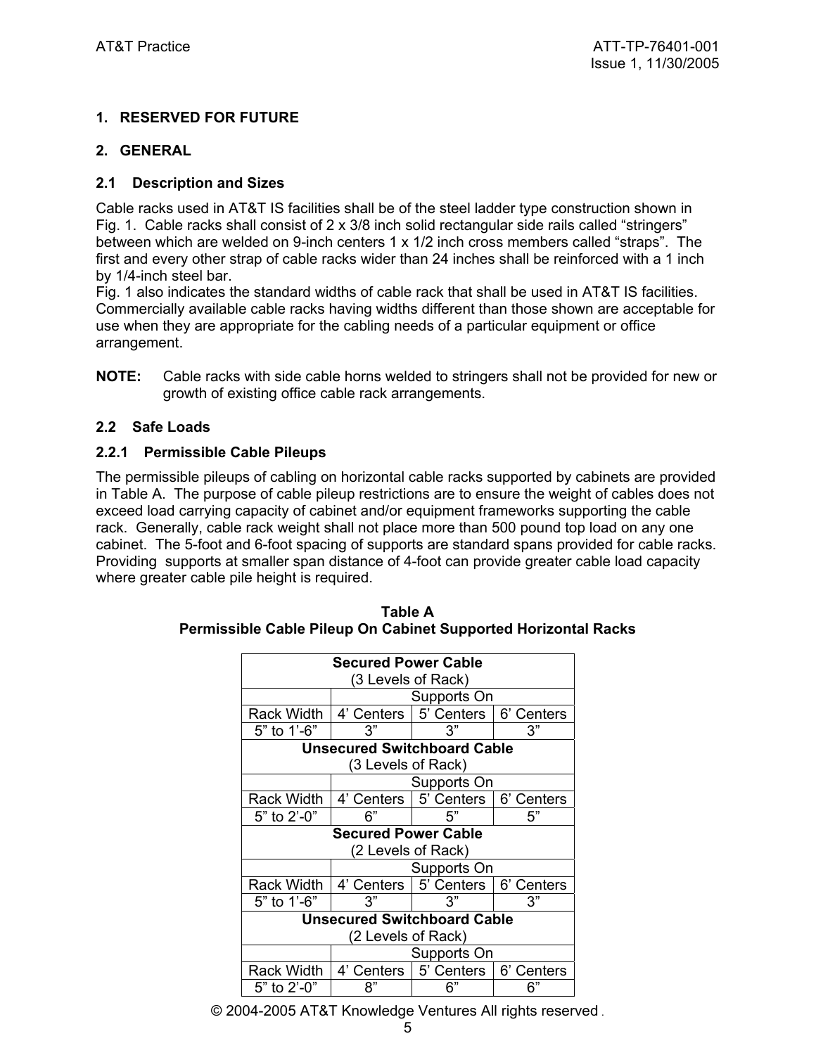## 1. RESERVED FOR FUTURE

## 2. GENERAL

### 2.1 Description and Sizes

Cable racks used in AT&T IS facilities shall be of the steel ladder type construction shown in Fig. 1. Cable racks shall consist of 2 x 3/8 inch solid rectangular side rails called “stringers” between which are welded on 9-inch centers 1 x 1/2 inch cross members called “straps”. The first and every other strap of cable racks wider than 24 inches shall be reinforced with a 1 inch by 1/4-inch steel bar.

Fig. 1 also indicates the standard widths of cable rack that shall be used in AT&T IS facilities. Commercially available cable racks having widths different than those shown are acceptable for use when they are appropriate for the cabling needs of a particular equipment or office arrangement.

**NOTE:** Cable racks with side cable horns welded to stringers shall not be provided for new or growth of existing office cable rack arrangements.

### 2.2 Safe Loads

#### 2.2.1 Permissible Cable Pileups

The permissible pileups of cabling on horizontal cable racks supported by cabinets are provided in Table A. The purpose of cable pileup restrictions are to ensure the weight of cables does not exceed load carrying capacity of cabinet and/or equipment frameworks supporting the cable rack. Generally, cable rack weight shall not place more than 500 pound top load on any one cabinet. The 5-foot and 6-foot spacing of supports are standard spans provided for cable racks. Providing supports at smaller span distance of 4-foot can provide greater cable load capacity where greater cable pile height is required.

**Table A**
**Permissible Cable Pileup On Cabinet Supported Horizontal Racks**

| **Secured Power Cable** (3 Levels of Rack) | | | |
|---|---|---|---|
| | Supports On | | |
| Rack Width | 4’ Centers | 5’ Centers | 6’ Centers |
| 5” to 1’-6” | 3” | 3” | 3” |
| **Unsecured Switchboard Cable** (3 Levels of Rack) | | | |
| | Supports On | | |
| Rack Width | 4’ Centers | 5’ Centers | 6’ Centers |
| 5” to 2’-0” | 6” | 5” | 5” |
| **Secured Power Cable** (2 Levels of Rack) | | | |
| | Supports On | | |
| Rack Width | 4’ Centers | 5’ Centers | 6’ Centers |
| 5” to 1’-6” | 3” | 3” | 3” |
| **Unsecured Switchboard Cable** (2 Levels of Rack) | | | |
| | Supports On | | |
| Rack Width | 4’ Centers | 5’ Centers | 6’ Centers |
| 5” to 2’-0” | 8” | 6” | 6” |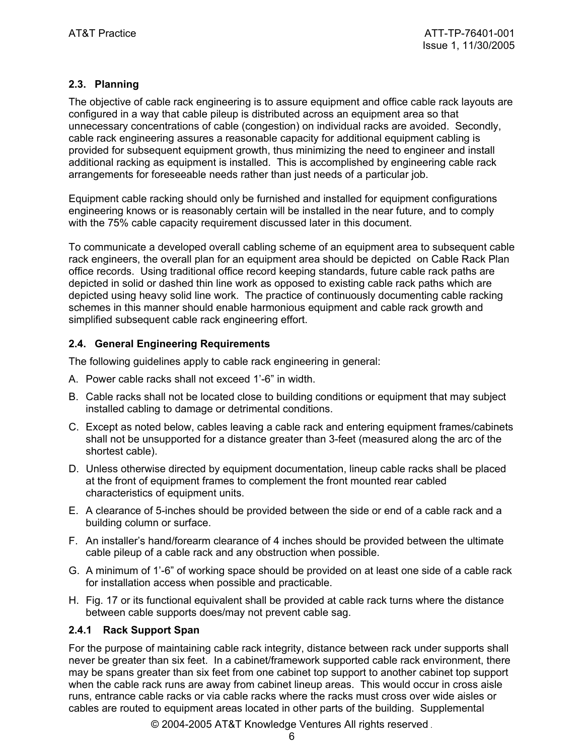## 2.3. Planning

The objective of cable rack engineering is to assure equipment and office cable rack layouts are configured in a way that cable pileup is distributed across an equipment area so that unnecessary concentrations of cable (congestion) on individual racks are avoided. Secondly, cable rack engineering assures a reasonable capacity for additional equipment cabling is provided for subsequent equipment growth, thus minimizing the need to engineer and install additional racking as equipment is installed. This is accomplished by engineering cable rack arrangements for foreseeable needs rather than just needs of a particular job.

Equipment cable racking should only be furnished and installed for equipment configurations engineering knows or is reasonably certain will be installed in the near future, and to comply with the 75% cable capacity requirement discussed later in this document.

To communicate a developed overall cabling scheme of an equipment area to subsequent cable rack engineers, the overall plan for an equipment area should be depicted on Cable Rack Plan office records. Using traditional office record keeping standards, future cable rack paths are depicted in solid or dashed thin line work as opposed to existing cable rack paths which are depicted using heavy solid line work. The practice of continuously documenting cable racking schemes in this manner should enable harmonious equipment and cable rack growth and simplified subsequent cable rack engineering effort.

## 2.4. General Engineering Requirements

The following guidelines apply to cable rack engineering in general:

A. Power cable racks shall not exceed 1'-6" in width.

B. Cable racks shall not be located close to building conditions or equipment that may subject installed cabling to damage or detrimental conditions.

C. Except as noted below, cables leaving a cable rack and entering equipment frames/cabinets shall not be unsupported for a distance greater than 3-feet (measured along the arc of the shortest cable).

D. Unless otherwise directed by equipment documentation, lineup cable racks shall be placed at the front of equipment frames to complement the front mounted rear cabled characteristics of equipment units.

E. A clearance of 5-inches should be provided between the side or end of a cable rack and a building column or surface.

F. An installer's hand/forearm clearance of 4 inches should be provided between the ultimate cable pileup of a cable rack and any obstruction when possible.

G. A minimum of 1'-6" of working space should be provided on at least one side of a cable rack for installation access when possible and practicable.

H. Fig. 17 or its functional equivalent shall be provided at cable rack turns where the distance between cable supports does/may not prevent cable sag.

### 2.4.1 Rack Support Span

For the purpose of maintaining cable rack integrity, distance between rack under supports shall never be greater than six feet. In a cabinet/framework supported cable rack environment, there may be spans greater than six feet from one cabinet top support to another cabinet top support when the cable rack runs are away from cabinet lineup areas. This would occur in cross aisle runs, entrance cable racks or via cable racks where the racks must cross over wide aisles or cables are routed to equipment areas located in other parts of the building. Supplemental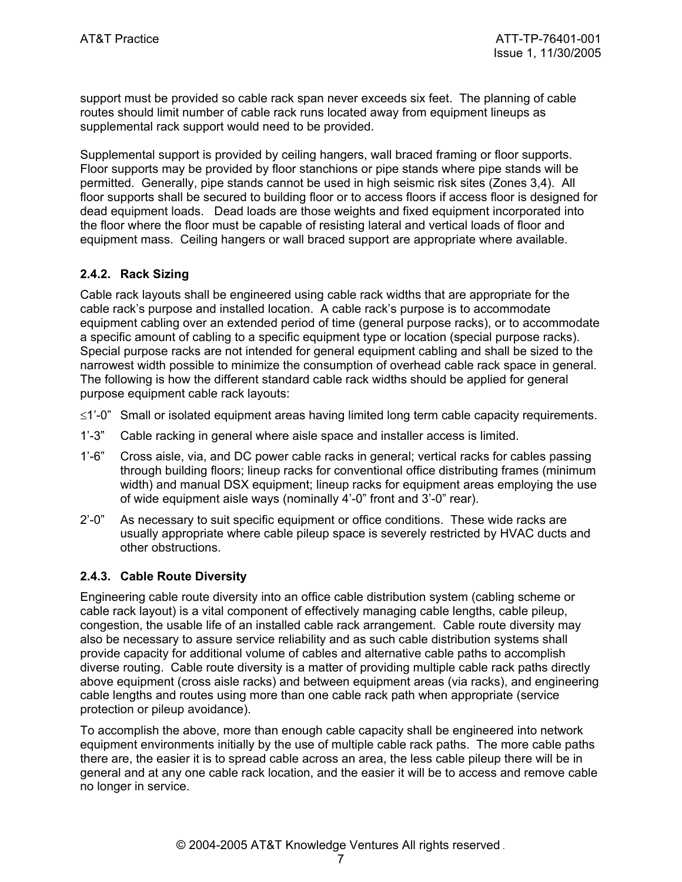support must be provided so cable rack span never exceeds six feet. The planning of cable routes should limit number of cable rack runs located away from equipment lineups as supplemental rack support would need to be provided.

Supplemental support is provided by ceiling hangers, wall braced framing or floor supports. Floor supports may be provided by floor stanchions or pipe stands where pipe stands will be permitted. Generally, pipe stands cannot be used in high seismic risk sites (Zones 3,4). All floor supports shall be secured to building floor or to access floors if access floor is designed for dead equipment loads. Dead loads are those weights and fixed equipment incorporated into the floor where the floor must be capable of resisting lateral and vertical loads of floor and equipment mass. Ceiling hangers or wall braced support are appropriate where available.

### 2.4.2. Rack Sizing

Cable rack layouts shall be engineered using cable rack widths that are appropriate for the cable rack's purpose and installed location. A cable rack's purpose is to accommodate equipment cabling over an extended period of time (general purpose racks), or to accommodate a specific amount of cabling to a specific equipment type or location (special purpose racks). Special purpose racks are not intended for general equipment cabling and shall be sized to the narrowest width possible to minimize the consumption of overhead cable rack space in general. The following is how the different standard cable rack widths should be applied for general purpose equipment cable rack layouts:

- ≤1'-0" Small or isolated equipment areas having limited long term cable capacity requirements.
- 1'-3" Cable racking in general where aisle space and installer access is limited.
- 1'-6" Cross aisle, via, and DC power cable racks in general; vertical racks for cables passing through building floors; lineup racks for conventional office distributing frames (minimum width) and manual DSX equipment; lineup racks for equipment areas employing the use of wide equipment aisle ways (nominally 4'-0" front and 3'-0" rear).
- 2'-0" As necessary to suit specific equipment or office conditions. These wide racks are usually appropriate where cable pileup space is severely restricted by HVAC ducts and other obstructions.

### 2.4.3. Cable Route Diversity

Engineering cable route diversity into an office cable distribution system (cabling scheme or cable rack layout) is a vital component of effectively managing cable lengths, cable pileup, congestion, the usable life of an installed cable rack arrangement. Cable route diversity may also be necessary to assure service reliability and as such cable distribution systems shall provide capacity for additional volume of cables and alternative cable paths to accomplish diverse routing. Cable route diversity is a matter of providing multiple cable rack paths directly above equipment (cross aisle racks) and between equipment areas (via racks), and engineering cable lengths and routes using more than one cable rack path when appropriate (service protection or pileup avoidance).

To accomplish the above, more than enough cable capacity shall be engineered into network equipment environments initially by the use of multiple cable rack paths. The more cable paths there are, the easier it is to spread cable across an area, the less cable pileup there will be in general and at any one cable rack location, and the easier it will be to access and remove cable no longer in service.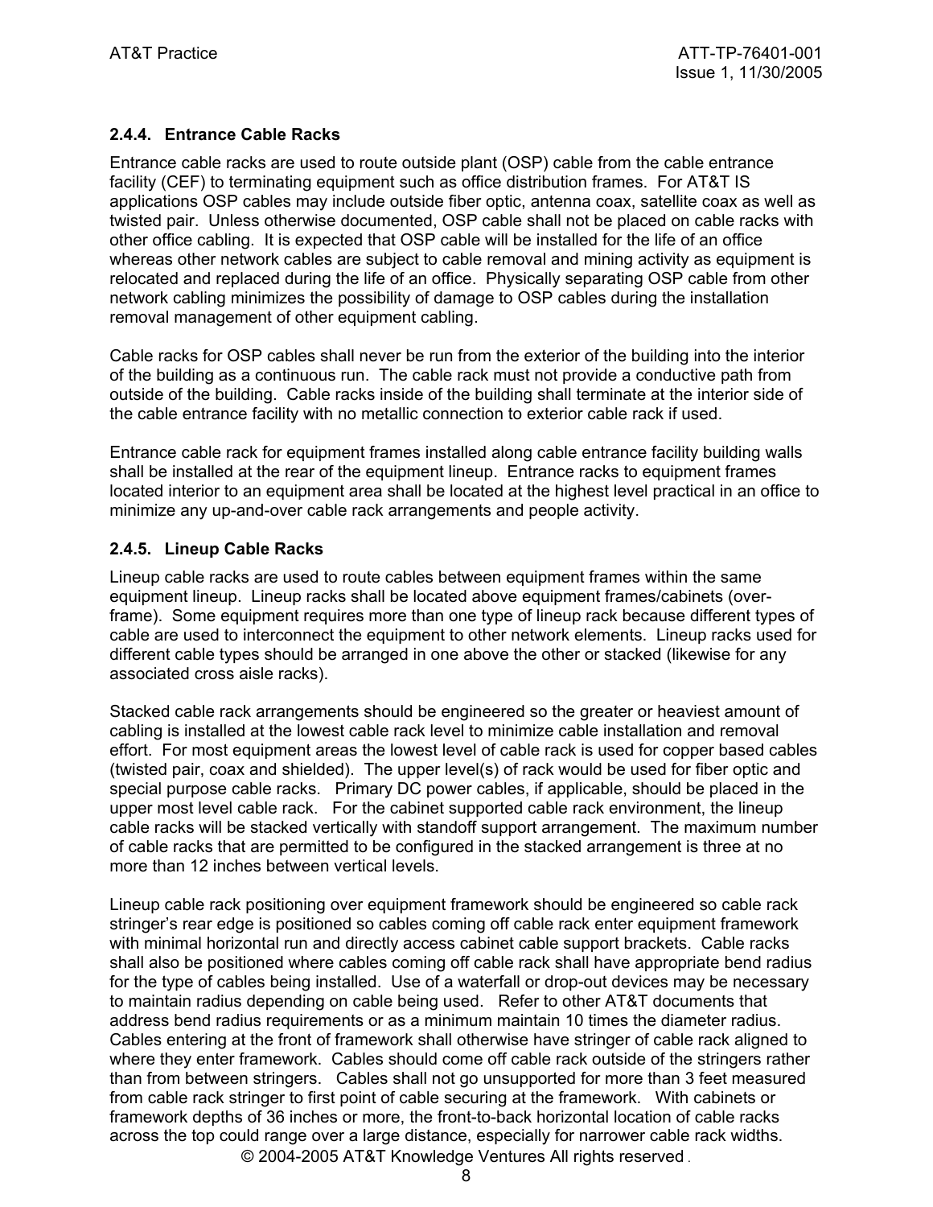### 2.4.4. Entrance Cable Racks

Entrance cable racks are used to route outside plant (OSP) cable from the cable entrance facility (CEF) to terminating equipment such as office distribution frames. For AT&T IS applications OSP cables may include outside fiber optic, antenna coax, satellite coax as well as twisted pair. Unless otherwise documented, OSP cable shall not be placed on cable racks with other office cabling. It is expected that OSP cable will be installed for the life of an office whereas other network cables are subject to cable removal and mining activity as equipment is relocated and replaced during the life of an office. Physically separating OSP cable from other network cabling minimizes the possibility of damage to OSP cables during the installation removal management of other equipment cabling.

Cable racks for OSP cables shall never be run from the exterior of the building into the interior of the building as a continuous run. The cable rack must not provide a conductive path from outside of the building. Cable racks inside of the building shall terminate at the interior side of the cable entrance facility with no metallic connection to exterior cable rack if used.

Entrance cable rack for equipment frames installed along cable entrance facility building walls shall be installed at the rear of the equipment lineup. Entrance racks to equipment frames located interior to an equipment area shall be located at the highest level practical in an office to minimize any up-and-over cable rack arrangements and people activity.

### 2.4.5. Lineup Cable Racks

Lineup cable racks are used to route cables between equipment frames within the same equipment lineup. Lineup racks shall be located above equipment frames/cabinets (over-frame). Some equipment requires more than one type of lineup rack because different types of cable are used to interconnect the equipment to other network elements. Lineup racks used for different cable types should be arranged in one above the other or stacked (likewise for any associated cross aisle racks).

Stacked cable rack arrangements should be engineered so the greater or heaviest amount of cabling is installed at the lowest cable rack level to minimize cable installation and removal effort. For most equipment areas the lowest level of cable rack is used for copper based cables (twisted pair, coax and shielded). The upper level(s) of rack would be used for fiber optic and special purpose cable racks. Primary DC power cables, if applicable, should be placed in the upper most level cable rack. For the cabinet supported cable rack environment, the lineup cable racks will be stacked vertically with standoff support arrangement. The maximum number of cable racks that are permitted to be configured in the stacked arrangement is three at no more than 12 inches between vertical levels.

Lineup cable rack positioning over equipment framework should be engineered so cable rack stringer's rear edge is positioned so cables coming off cable rack enter equipment framework with minimal horizontal run and directly access cabinet cable support brackets. Cable racks shall also be positioned where cables coming off cable rack shall have appropriate bend radius for the type of cables being installed. Use of a waterfall or drop-out devices may be necessary to maintain radius depending on cable being used. Refer to other AT&T documents that address bend radius requirements or as a minimum maintain 10 times the diameter radius. Cables entering at the front of framework shall otherwise have stringer of cable rack aligned to where they enter framework. Cables should come off cable rack outside of the stringers rather than from between stringers. Cables shall not go unsupported for more than 3 feet measured from cable rack stringer to first point of cable securing at the framework. With cabinets or framework depths of 36 inches or more, the front-to-back horizontal location of cable racks across the top could range over a large distance, especially for narrower cable rack widths.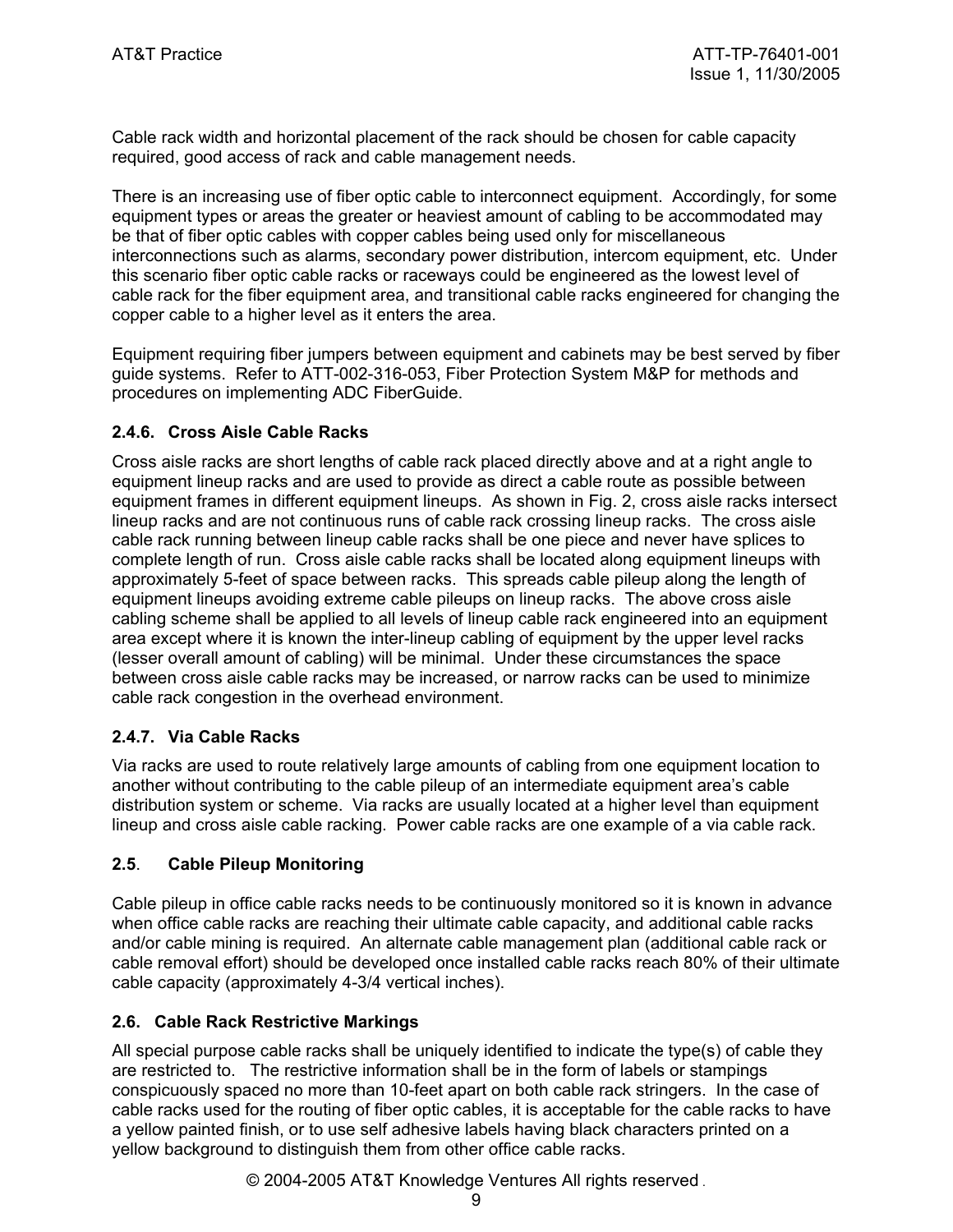Cable rack width and horizontal placement of the rack should be chosen for cable capacity required, good access of rack and cable management needs.

There is an increasing use of fiber optic cable to interconnect equipment. Accordingly, for some equipment types or areas the greater or heaviest amount of cabling to be accommodated may be that of fiber optic cables with copper cables being used only for miscellaneous interconnections such as alarms, secondary power distribution, intercom equipment, etc. Under this scenario fiber optic cable racks or raceways could be engineered as the lowest level of cable rack for the fiber equipment area, and transitional cable racks engineered for changing the copper cable to a higher level as it enters the area.

Equipment requiring fiber jumpers between equipment and cabinets may be best served by fiber guide systems. Refer to ATT-002-316-053, Fiber Protection System M&P for methods and procedures on implementing ADC FiberGuide.

### 2.4.6. Cross Aisle Cable Racks

Cross aisle racks are short lengths of cable rack placed directly above and at a right angle to equipment lineup racks and are used to provide as direct a cable route as possible between equipment frames in different equipment lineups. As shown in Fig. 2, cross aisle racks intersect lineup racks and are not continuous runs of cable rack crossing lineup racks. The cross aisle cable rack running between lineup cable racks shall be one piece and never have splices to complete length of run. Cross aisle cable racks shall be located along equipment lineups with approximately 5-feet of space between racks. This spreads cable pileup along the length of equipment lineups avoiding extreme cable pileups on lineup racks. The above cross aisle cabling scheme shall be applied to all levels of lineup cable rack engineered into an equipment area except where it is known the inter-lineup cabling of equipment by the upper level racks (lesser overall amount of cabling) will be minimal. Under these circumstances the space between cross aisle cable racks may be increased, or narrow racks can be used to minimize cable rack congestion in the overhead environment.

### 2.4.7. Via Cable Racks

Via racks are used to route relatively large amounts of cabling from one equipment location to another without contributing to the cable pileup of an intermediate equipment area's cable distribution system or scheme. Via racks are usually located at a higher level than equipment lineup and cross aisle cable racking. Power cable racks are one example of a via cable rack.

## 2.5. Cable Pileup Monitoring

Cable pileup in office cable racks needs to be continuously monitored so it is known in advance when office cable racks are reaching their ultimate cable capacity, and additional cable racks and/or cable mining is required. An alternate cable management plan (additional cable rack or cable removal effort) should be developed once installed cable racks reach 80% of their ultimate cable capacity (approximately 4-3/4 vertical inches).

## 2.6. Cable Rack Restrictive Markings

All special purpose cable racks shall be uniquely identified to indicate the type(s) of cable they are restricted to. The restrictive information shall be in the form of labels or stampings conspicuously spaced no more than 10-feet apart on both cable rack stringers. In the case of cable racks used for the routing of fiber optic cables, it is acceptable for the cable racks to have a yellow painted finish, or to use self adhesive labels having black characters printed on a yellow background to distinguish them from other office cable racks.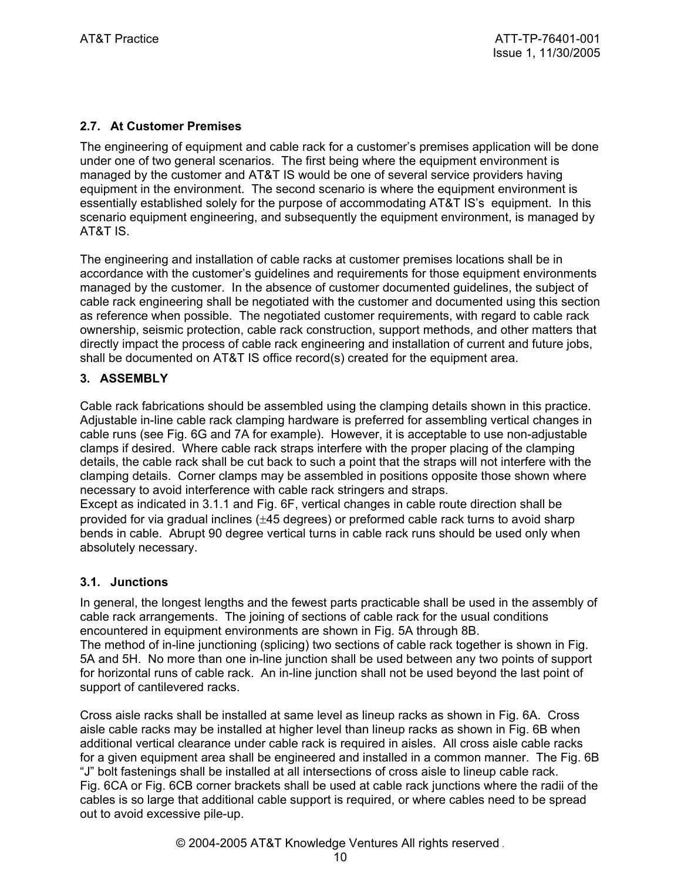### 2.7. At Customer Premises

The engineering of equipment and cable rack for a customer's premises application will be done under one of two general scenarios. The first being where the equipment environment is managed by the customer and AT&T IS would be one of several service providers having equipment in the environment. The second scenario is where the equipment environment is essentially established solely for the purpose of accommodating AT&T IS's equipment. In this scenario equipment engineering, and subsequently the equipment environment, is managed by AT&T IS.

The engineering and installation of cable racks at customer premises locations shall be in accordance with the customer's guidelines and requirements for those equipment environments managed by the customer. In the absence of customer documented guidelines, the subject of cable rack engineering shall be negotiated with the customer and documented using this section as reference when possible. The negotiated customer requirements, with regard to cable rack ownership, seismic protection, cable rack construction, support methods, and other matters that directly impact the process of cable rack engineering and installation of current and future jobs, shall be documented on AT&T IS office record(s) created for the equipment area.

## 3. ASSEMBLY

Cable rack fabrications should be assembled using the clamping details shown in this practice. Adjustable in-line cable rack clamping hardware is preferred for assembling vertical changes in cable runs (see Fig. 6G and 7A for example). However, it is acceptable to use non-adjustable clamps if desired. Where cable rack straps interfere with the proper placing of the clamping details, the cable rack shall be cut back to such a point that the straps will not interfere with the clamping details. Corner clamps may be assembled in positions opposite those shown where necessary to avoid interference with cable rack stringers and straps.
Except as indicated in 3.1.1 and Fig. 6F, vertical changes in cable route direction shall be provided for via gradual inclines (±45 degrees) or preformed cable rack turns to avoid sharp bends in cable. Abrupt 90 degree vertical turns in cable rack runs should be used only when absolutely necessary.

### 3.1. Junctions

In general, the longest lengths and the fewest parts practicable shall be used in the assembly of cable rack arrangements. The joining of sections of cable rack for the usual conditions encountered in equipment environments are shown in Fig. 5A through 8B.
The method of in-line junctioning (splicing) two sections of cable rack together is shown in Fig. 5A and 5H. No more than one in-line junction shall be used between any two points of support for horizontal runs of cable rack. An in-line junction shall not be used beyond the last point of support of cantilevered racks.

Cross aisle racks shall be installed at same level as lineup racks as shown in Fig. 6A. Cross aisle cable racks may be installed at higher level than lineup racks as shown in Fig. 6B when additional vertical clearance under cable rack is required in aisles. All cross aisle cable racks for a given equipment area shall be engineered and installed in a common manner. The Fig. 6B "J" bolt fastenings shall be installed at all intersections of cross aisle to lineup cable rack.
Fig. 6CA or Fig. 6CB corner brackets shall be used at cable rack junctions where the radii of the cables is so large that additional cable support is required, or where cables need to be spread out to avoid excessive pile-up.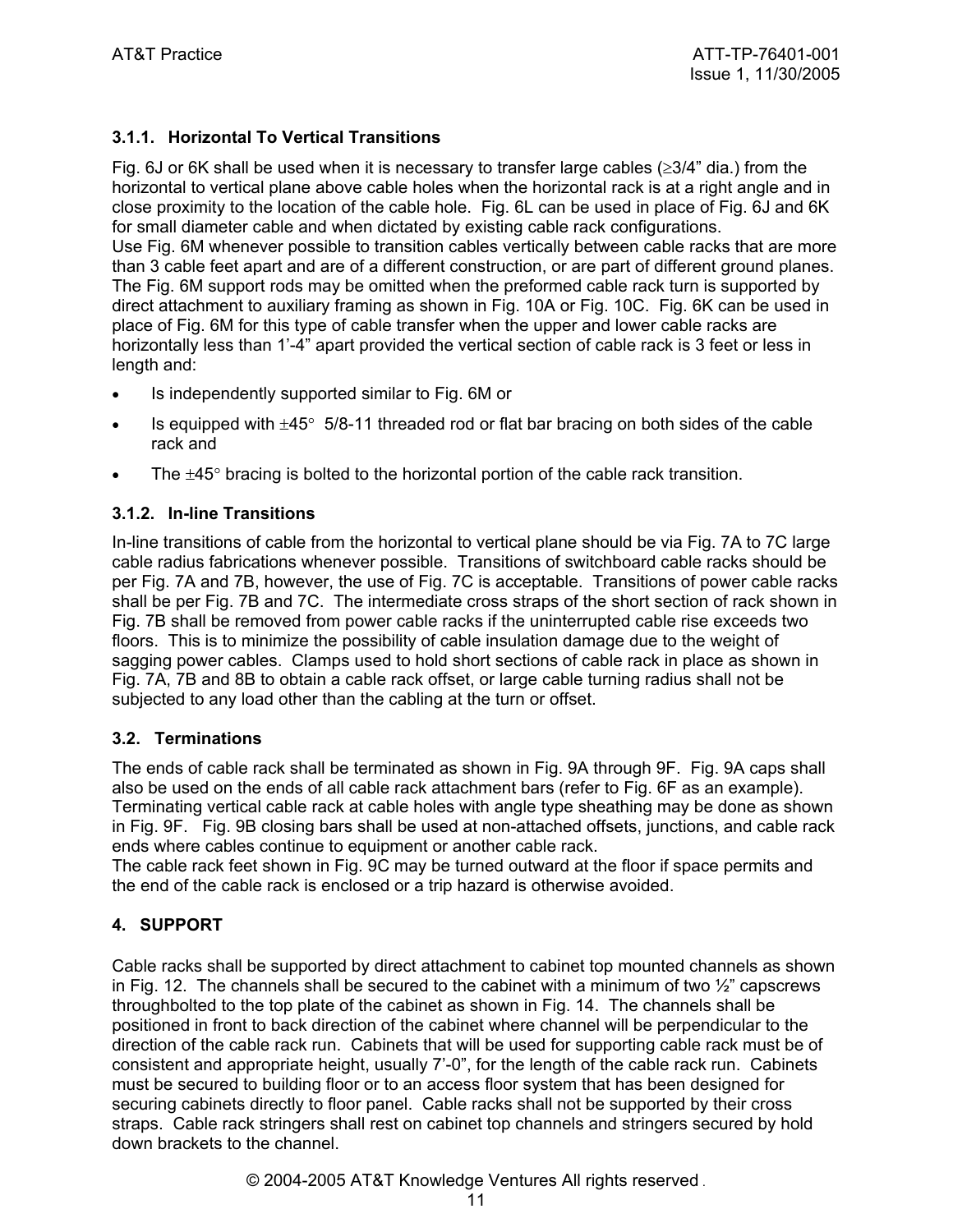### 3.1.1. Horizontal To Vertical Transitions

Fig. 6J or 6K shall be used when it is necessary to transfer large cables ($\geq$3/4" dia.) from the horizontal to vertical plane above cable holes when the horizontal rack is at a right angle and in close proximity to the location of the cable hole. Fig. 6L can be used in place of Fig. 6J and 6K for small diameter cable and when dictated by existing cable rack configurations.
Use Fig. 6M whenever possible to transition cables vertically between cable racks that are more than 3 cable feet apart and are of a different construction, or are part of different ground planes. The Fig. 6M support rods may be omitted when the preformed cable rack turn is supported by direct attachment to auxiliary framing as shown in Fig. 10A or Fig. 10C. Fig. 6K can be used in place of Fig. 6M for this type of cable transfer when the upper and lower cable racks are horizontally less than 1'-4" apart provided the vertical section of cable rack is 3 feet or less in length and:

- Is independently supported similar to Fig. 6M or
- Is equipped with $\pm45°$ 5/8-11 threaded rod or flat bar bracing on both sides of the cable rack and
- The $\pm45°$ bracing is bolted to the horizontal portion of the cable rack transition.

### 3.1.2. In-line Transitions

In-line transitions of cable from the horizontal to vertical plane should be via Fig. 7A to 7C large cable radius fabrications whenever possible. Transitions of switchboard cable racks should be per Fig. 7A and 7B, however, the use of Fig. 7C is acceptable. Transitions of power cable racks shall be per Fig. 7B and 7C. The intermediate cross straps of the short section of rack shown in Fig. 7B shall be removed from power cable racks if the uninterrupted cable rise exceeds two floors. This is to minimize the possibility of cable insulation damage due to the weight of sagging power cables. Clamps used to hold short sections of cable rack in place as shown in Fig. 7A, 7B and 8B to obtain a cable rack offset, or large cable turning radius shall not be subjected to any load other than the cabling at the turn or offset.

## 3.2. Terminations

The ends of cable rack shall be terminated as shown in Fig. 9A through 9F. Fig. 9A caps shall also be used on the ends of all cable rack attachment bars (refer to Fig. 6F as an example). Terminating vertical cable rack at cable holes with angle type sheathing may be done as shown in Fig. 9F. Fig. 9B closing bars shall be used at non-attached offsets, junctions, and cable rack ends where cables continue to equipment or another cable rack.
The cable rack feet shown in Fig. 9C may be turned outward at the floor if space permits and the end of the cable rack is enclosed or a trip hazard is otherwise avoided.

# 4. SUPPORT

Cable racks shall be supported by direct attachment to cabinet top mounted channels as shown in Fig. 12. The channels shall be secured to the cabinet with a minimum of two ½" capscrews throughbolted to the top plate of the cabinet as shown in Fig. 14. The channels shall be positioned in front to back direction of the cabinet where channel will be perpendicular to the direction of the cable rack run. Cabinets that will be used for supporting cable rack must be of consistent and appropriate height, usually 7'-0", for the length of the cable rack run. Cabinets must be secured to building floor or to an access floor system that has been designed for securing cabinets directly to floor panel. Cable racks shall not be supported by their cross straps. Cable rack stringers shall rest on cabinet top channels and stringers secured by hold down brackets to the channel.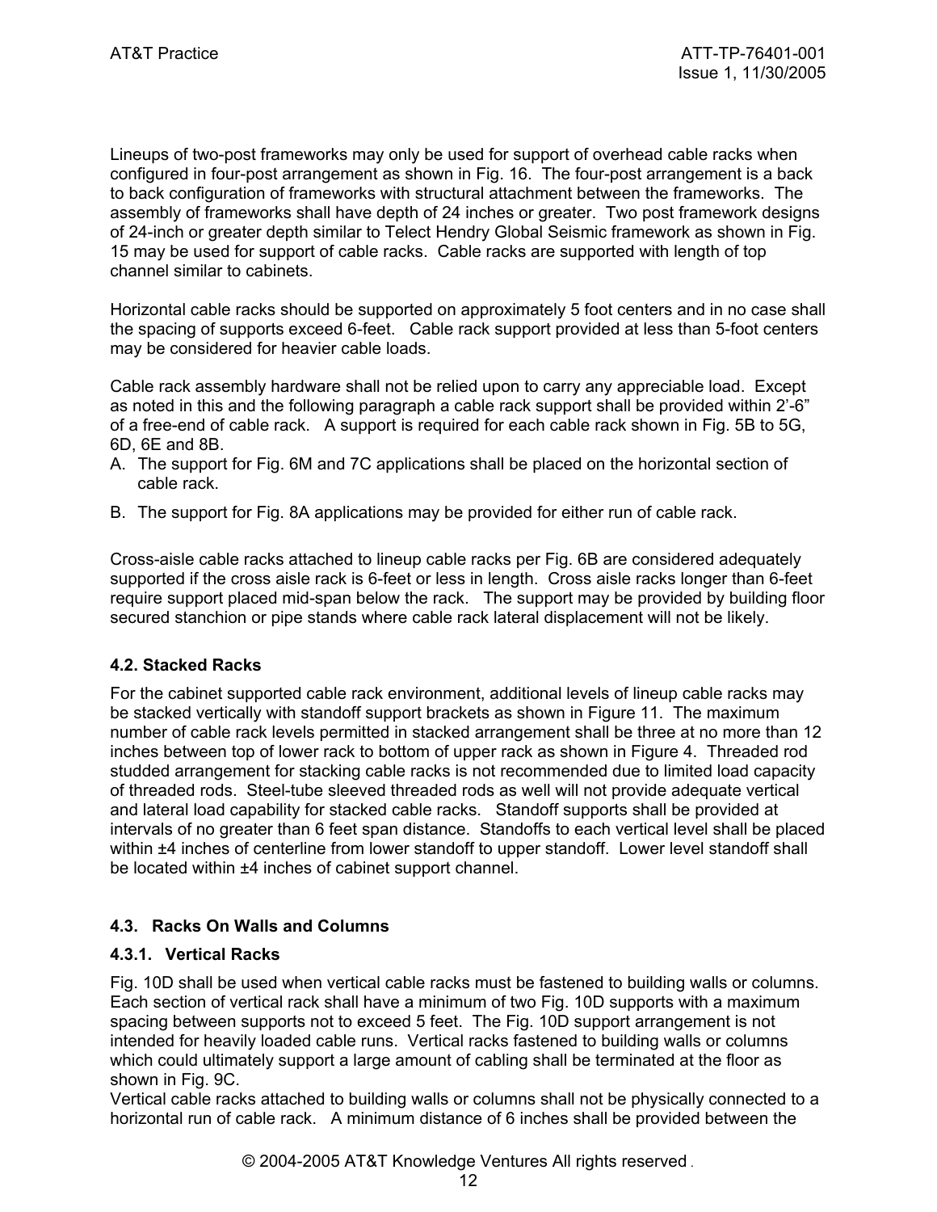Lineups of two-post frameworks may only be used for support of overhead cable racks when configured in four-post arrangement as shown in Fig. 16. The four-post arrangement is a back to back configuration of frameworks with structural attachment between the frameworks. The assembly of frameworks shall have depth of 24 inches or greater. Two post framework designs of 24-inch or greater depth similar to Telect Hendry Global Seismic framework as shown in Fig. 15 may be used for support of cable racks. Cable racks are supported with length of top channel similar to cabinets.

Horizontal cable racks should be supported on approximately 5 foot centers and in no case shall the spacing of supports exceed 6-feet. Cable rack support provided at less than 5-foot centers may be considered for heavier cable loads.

Cable rack assembly hardware shall not be relied upon to carry any appreciable load. Except as noted in this and the following paragraph a cable rack support shall be provided within 2'-6" of a free-end of cable rack. A support is required for each cable rack shown in Fig. 5B to 5G, 6D, 6E and 8B.

A. The support for Fig. 6M and 7C applications shall be placed on the horizontal section of cable rack.
B. The support for Fig. 8A applications may be provided for either run of cable rack.

Cross-aisle cable racks attached to lineup cable racks per Fig. 6B are considered adequately supported if the cross aisle rack is 6-feet or less in length. Cross aisle racks longer than 6-feet require support placed mid-span below the rack. The support may be provided by building floor secured stanchion or pipe stands where cable rack lateral displacement will not be likely.

### 4.2. Stacked Racks

For the cabinet supported cable rack environment, additional levels of lineup cable racks may be stacked vertically with standoff support brackets as shown in Figure 11. The maximum number of cable rack levels permitted in stacked arrangement shall be three at no more than 12 inches between top of lower rack to bottom of upper rack as shown in Figure 4. Threaded rod studded arrangement for stacking cable racks is not recommended due to limited load capacity of threaded rods. Steel-tube sleeved threaded rods as well will not provide adequate vertical and lateral load capability for stacked cable racks. Standoff supports shall be provided at intervals of no greater than 6 feet span distance. Standoffs to each vertical level shall be placed within ±4 inches of centerline from lower standoff to upper standoff. Lower level standoff shall be located within ±4 inches of cabinet support channel.

### 4.3. Racks On Walls and Columns

#### 4.3.1. Vertical Racks

Fig. 10D shall be used when vertical cable racks must be fastened to building walls or columns. Each section of vertical rack shall have a minimum of two Fig. 10D supports with a maximum spacing between supports not to exceed 5 feet. The Fig. 10D support arrangement is not intended for heavily loaded cable runs. Vertical racks fastened to building walls or columns which could ultimately support a large amount of cabling shall be terminated at the floor as shown in Fig. 9C.

Vertical cable racks attached to building walls or columns shall not be physically connected to a horizontal run of cable rack. A minimum distance of 6 inches shall be provided between the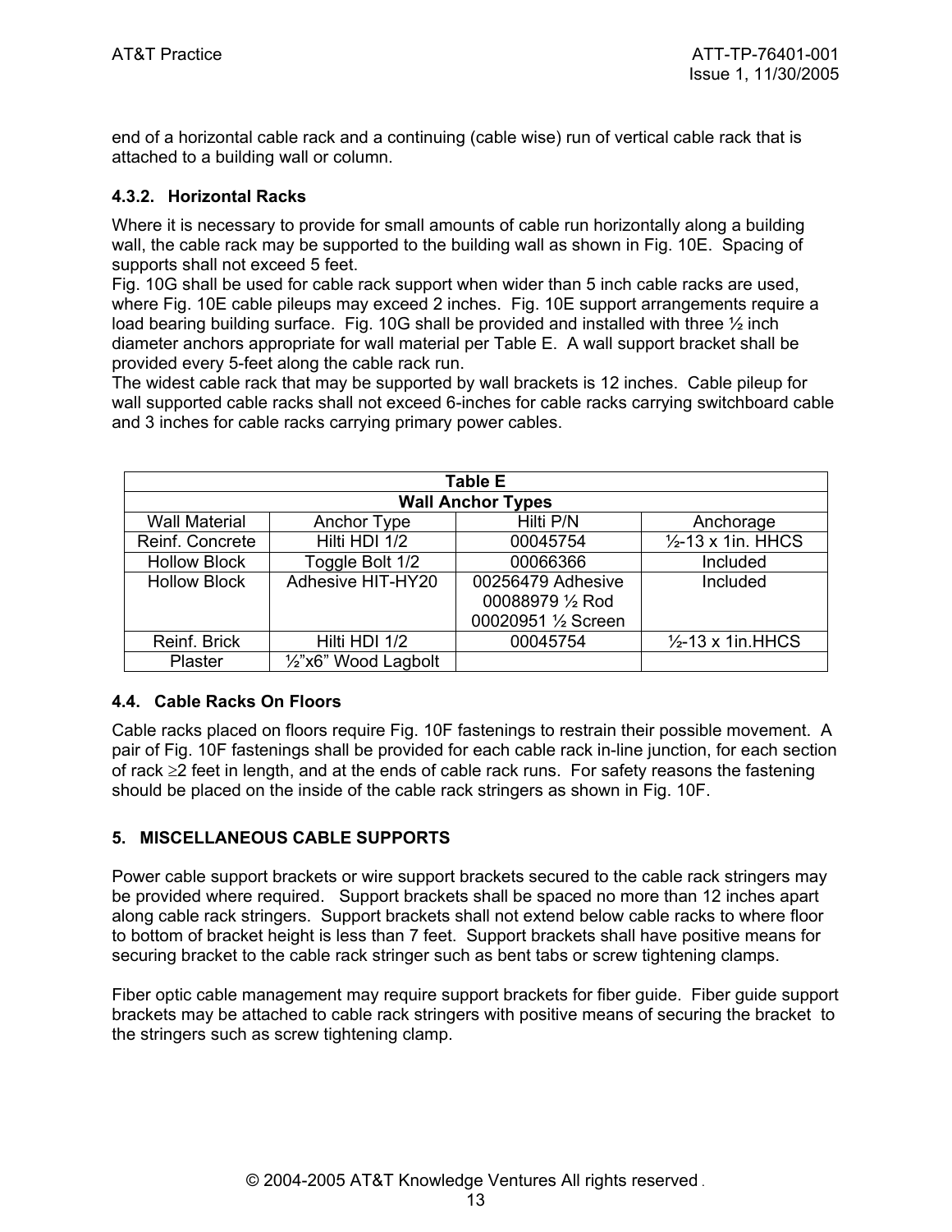end of a horizontal cable rack and a continuing (cable wise) run of vertical cable rack that is attached to a building wall or column.

### 4.3.2. Horizontal Racks

Where it is necessary to provide for small amounts of cable run horizontally along a building wall, the cable rack may be supported to the building wall as shown in Fig. 10E. Spacing of supports shall not exceed 5 feet.

Fig. 10G shall be used for cable rack support when wider than 5 inch cable racks are used, where Fig. 10E cable pileups may exceed 2 inches. Fig. 10E support arrangements require a load bearing building surface. Fig. 10G shall be provided and installed with three ½ inch diameter anchors appropriate for wall material per Table E. A wall support bracket shall be provided every 5-feet along the cable rack run.

The widest cable rack that may be supported by wall brackets is 12 inches. Cable pileup for wall supported cable racks shall not exceed 6-inches for cable racks carrying switchboard cable and 3 inches for cable racks carrying primary power cables.

**Table E**
**Wall Anchor Types**

| Wall Material | Anchor Type | Hilti P/N | Anchorage |
|---|---|---|---|
| Reinf. Concrete | Hilti HDI 1/2 | 00045754 | ½-13 x 1in. HHCS |
| Hollow Block | Toggle Bolt 1/2 | 00066366 | Included |
| Hollow Block | Adhesive HIT-HY20 | 00256479 Adhesive<br>00088979 ½ Rod<br>00020951 ½ Screen | Included |
| Reinf. Brick | Hilti HDI 1/2 | 00045754 | ½-13 x 1in.HHCS |
| Plaster | ½"x6" Wood Lagbolt | | |

## 4.4. Cable Racks On Floors

Cable racks placed on floors require Fig. 10F fastenings to restrain their possible movement. A pair of Fig. 10F fastenings shall be provided for each cable rack in-line junction, for each section of rack ≥2 feet in length, and at the ends of cable rack runs. For safety reasons the fastening should be placed on the inside of the cable rack stringers as shown in Fig. 10F.

# 5. MISCELLANEOUS CABLE SUPPORTS

Power cable support brackets or wire support brackets secured to the cable rack stringers may be provided where required. Support brackets shall be spaced no more than 12 inches apart along cable rack stringers. Support brackets shall not extend below cable racks to where floor to bottom of bracket height is less than 7 feet. Support brackets shall have positive means for securing bracket to the cable rack stringer such as bent tabs or screw tightening clamps.

Fiber optic cable management may require support brackets for fiber guide. Fiber guide support brackets may be attached to cable rack stringers with positive means of securing the bracket to the stringers such as screw tightening clamp.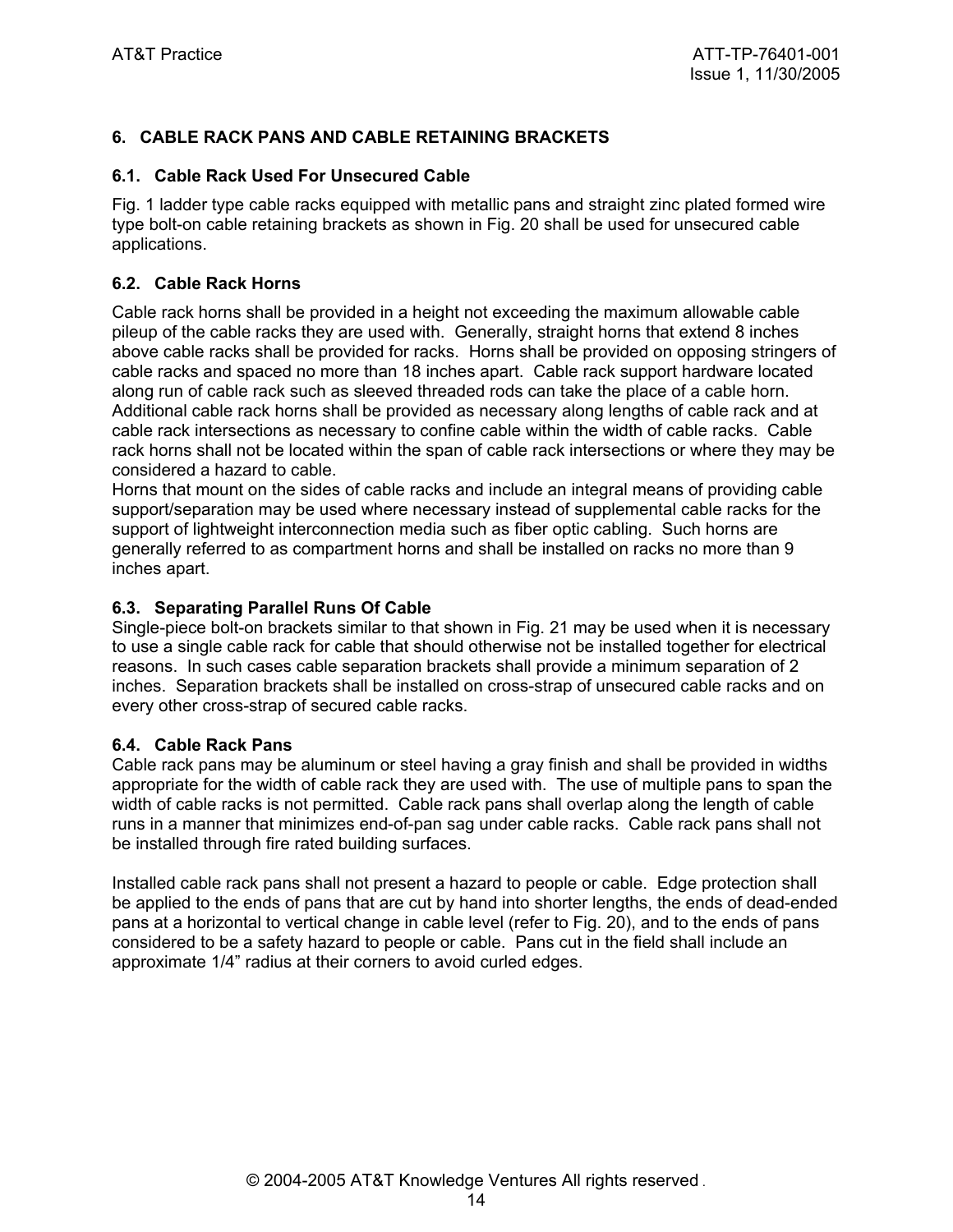## 6. CABLE RACK PANS AND CABLE RETAINING BRACKETS

### 6.1. Cable Rack Used For Unsecured Cable

Fig. 1 ladder type cable racks equipped with metallic pans and straight zinc plated formed wire type bolt-on cable retaining brackets as shown in Fig. 20 shall be used for unsecured cable applications.

### 6.2. Cable Rack Horns

Cable rack horns shall be provided in a height not exceeding the maximum allowable cable pileup of the cable racks they are used with. Generally, straight horns that extend 8 inches above cable racks shall be provided for racks. Horns shall be provided on opposing stringers of cable racks and spaced no more than 18 inches apart. Cable rack support hardware located along run of cable rack such as sleeved threaded rods can take the place of a cable horn. Additional cable rack horns shall be provided as necessary along lengths of cable rack and at cable rack intersections as necessary to confine cable within the width of cable racks. Cable rack horns shall not be located within the span of cable rack intersections or where they may be considered a hazard to cable.
Horns that mount on the sides of cable racks and include an integral means of providing cable support/separation may be used where necessary instead of supplemental cable racks for the support of lightweight interconnection media such as fiber optic cabling. Such horns are generally referred to as compartment horns and shall be installed on racks no more than 9 inches apart.

### 6.3. Separating Parallel Runs Of Cable

Single-piece bolt-on brackets similar to that shown in Fig. 21 may be used when it is necessary to use a single cable rack for cable that should otherwise not be installed together for electrical reasons. In such cases cable separation brackets shall provide a minimum separation of 2 inches. Separation brackets shall be installed on cross-strap of unsecured cable racks and on every other cross-strap of secured cable racks.

### 6.4. Cable Rack Pans

Cable rack pans may be aluminum or steel having a gray finish and shall be provided in widths appropriate for the width of cable rack they are used with. The use of multiple pans to span the width of cable racks is not permitted. Cable rack pans shall overlap along the length of cable runs in a manner that minimizes end-of-pan sag under cable racks. Cable rack pans shall not be installed through fire rated building surfaces.

Installed cable rack pans shall not present a hazard to people or cable. Edge protection shall be applied to the ends of pans that are cut by hand into shorter lengths, the ends of dead-ended pans at a horizontal to vertical change in cable level (refer to Fig. 20), and to the ends of pans considered to be a safety hazard to people or cable. Pans cut in the field shall include an approximate 1/4" radius at their corners to avoid curled edges.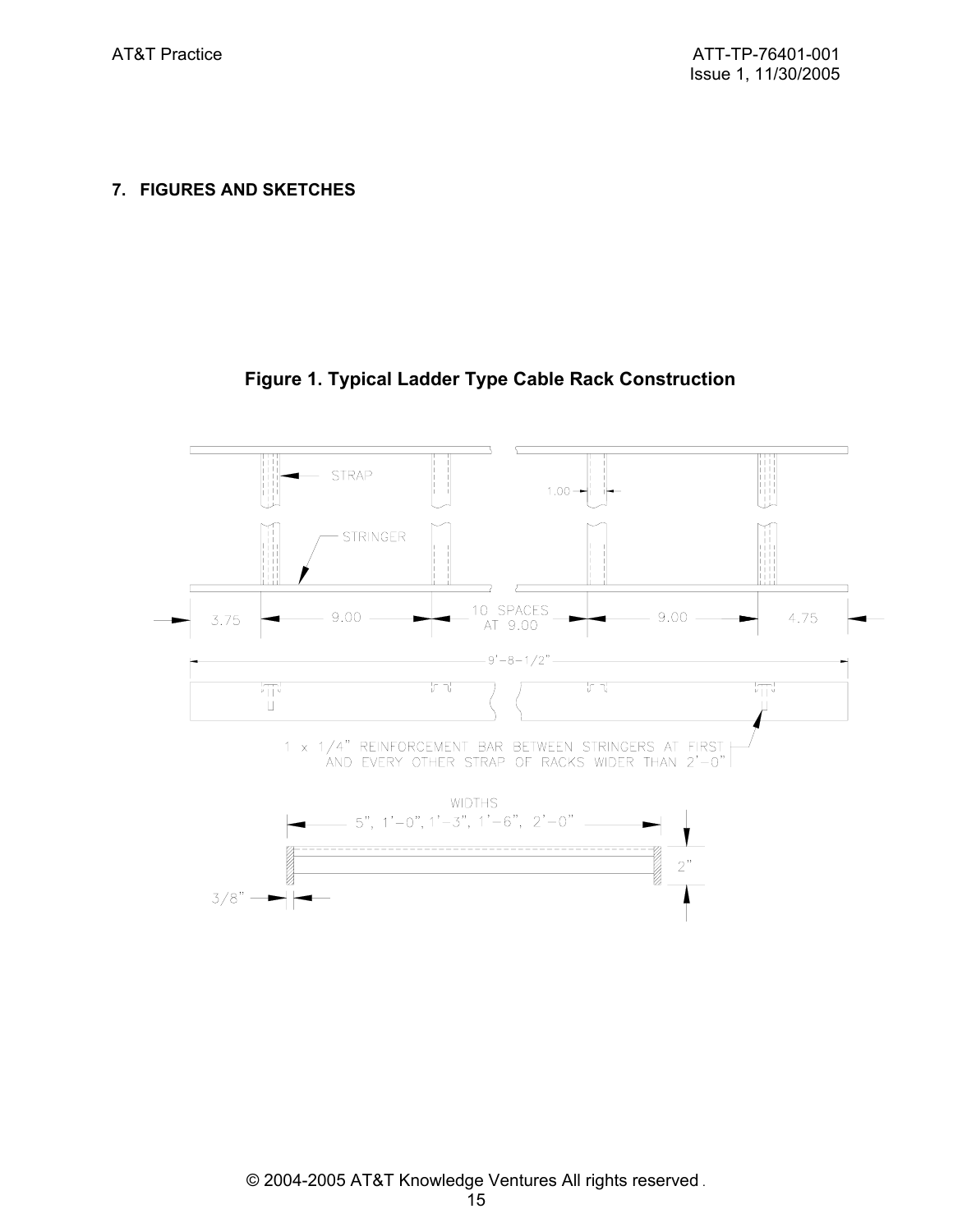## 7. FIGURES AND SKETCHES

**Figure 1. Typical Ladder Type Cable Rack Construction**

STRAP

STRINGER

1.00

3.75 | 9.00 | 10 SPACES AT 9.00 | 9.00 | 4.75

9'-8-1/2"

1 x 1/4" REINFORCEMENT BAR BETWEEN STRINGERS AT FIRST AND EVERY OTHER STRAP OF RACKS WIDER THAN 2'-0"

WIDTHS
5", 1'-0", 1'-3", 1'-6", 2'-0"

2"

3/8"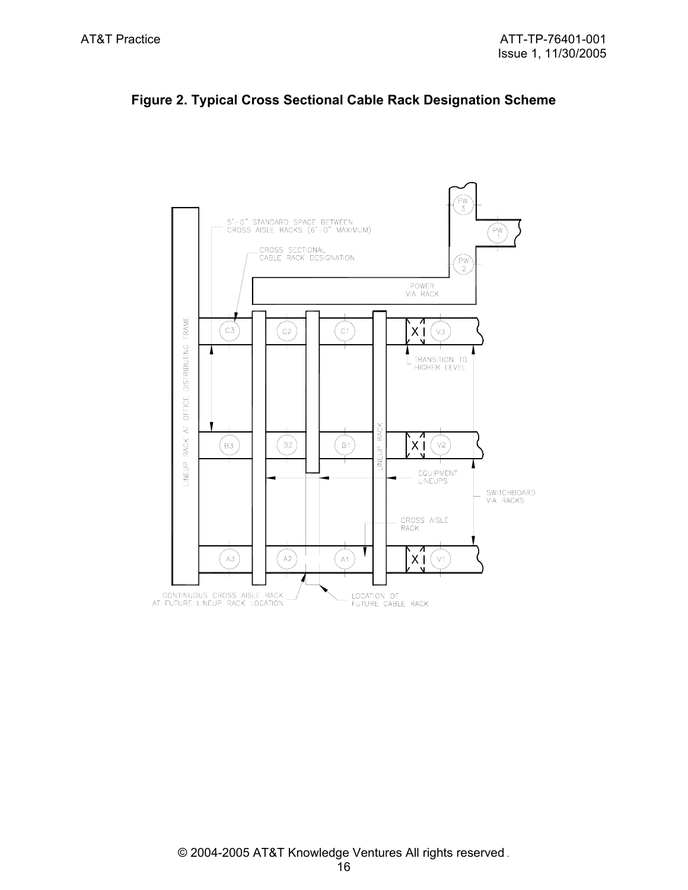**Figure 2. Typical Cross Sectional Cable Rack Designation Scheme**

5'-0" STANDARD SPACE BETWEEN CROSS AISLE RACKS (6'-0" MAXIMUM)

CROSS SECTIONAL CABLE RACK DESIGNATION

POWER VIA RACK

PW 3

PW 1

PW 2

LINEUP RACK AT OFFICE DISTRIBUTING FRAME

C3 C2 C1 V3

B3 B2 B1 V2

A3 A2 A1 V1

LINEUP RACK

TRANSITION TO HIGHER LEVEL

EQUIPMENT LINEUPS

SWITCHBOARD VIA RACKS

CROSS AISLE RACK

CONTINUOUS CROSS AISLE RACK AT FUTURE LINEUP RACK LOCATION

LOCATION OF FUTURE CABLE RACK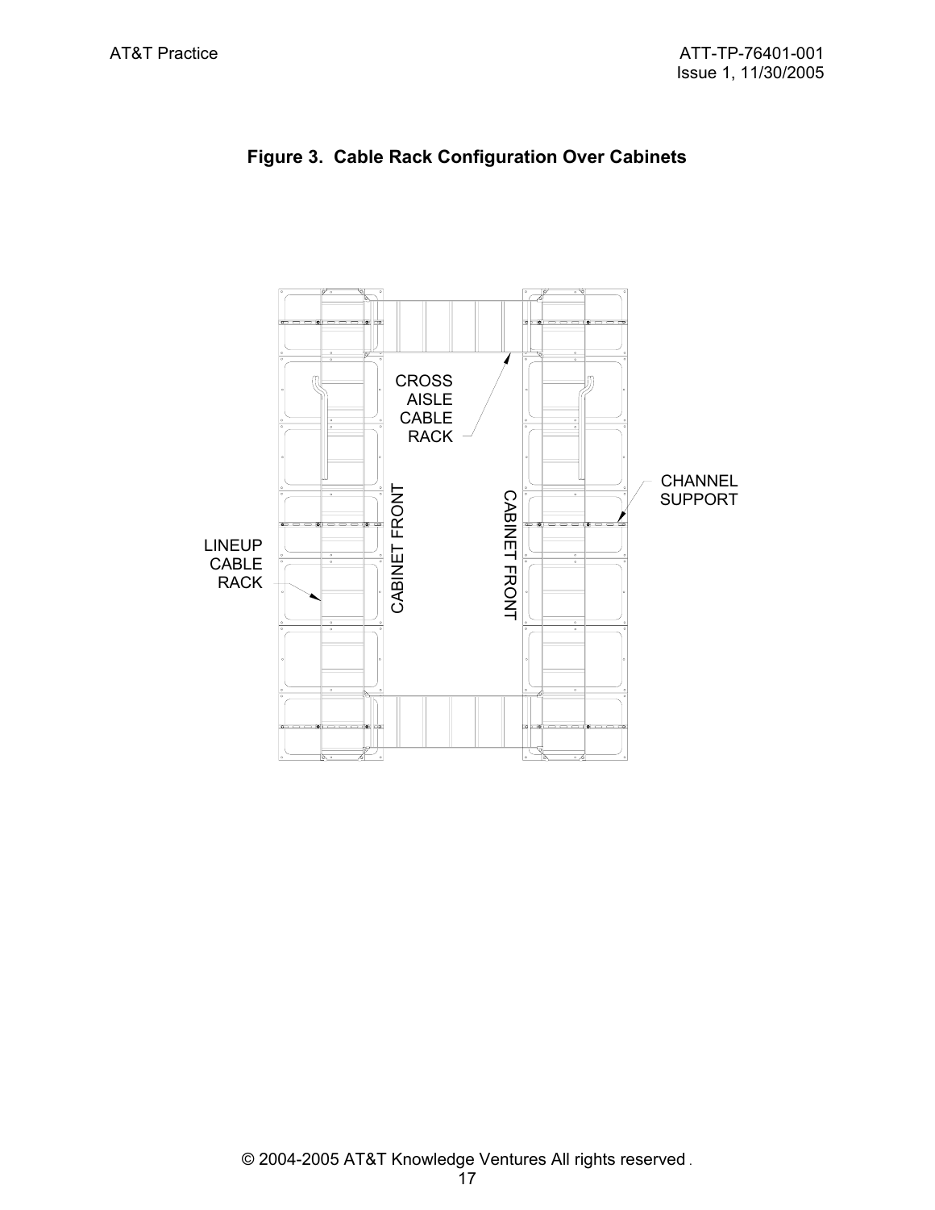**Figure 3. Cable Rack Configuration Over Cabinets**

CROSS AISLE CABLE RACK

CHANNEL SUPPORT

LINEUP CABLE RACK

CABINET FRONT

CABINET FRONT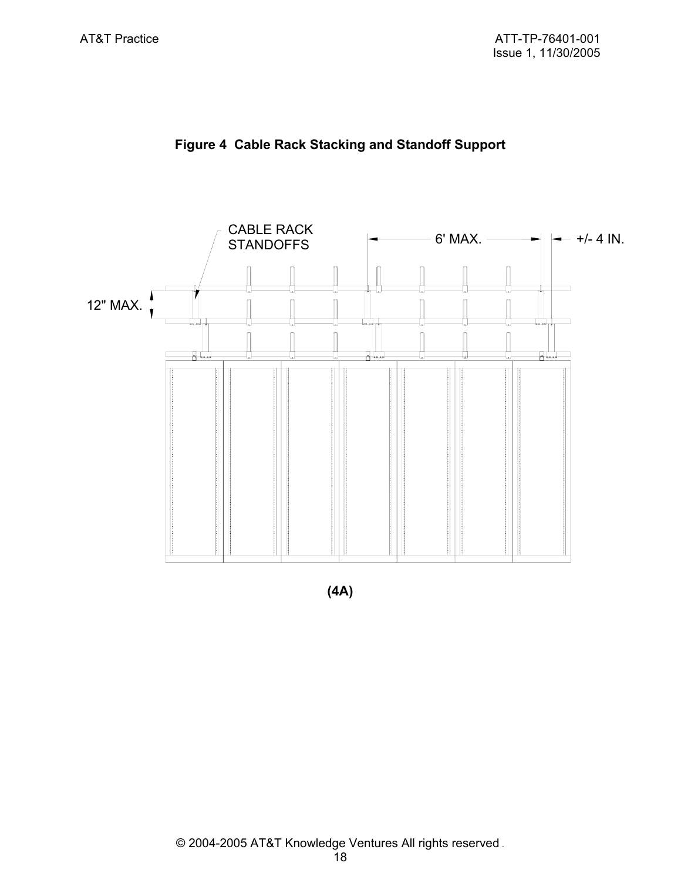**Figure 4 Cable Rack Stacking and Standoff Support**

CABLE RACK STANDOFFS

6' MAX.

+/- 4 IN.

12" MAX.

**(4A)**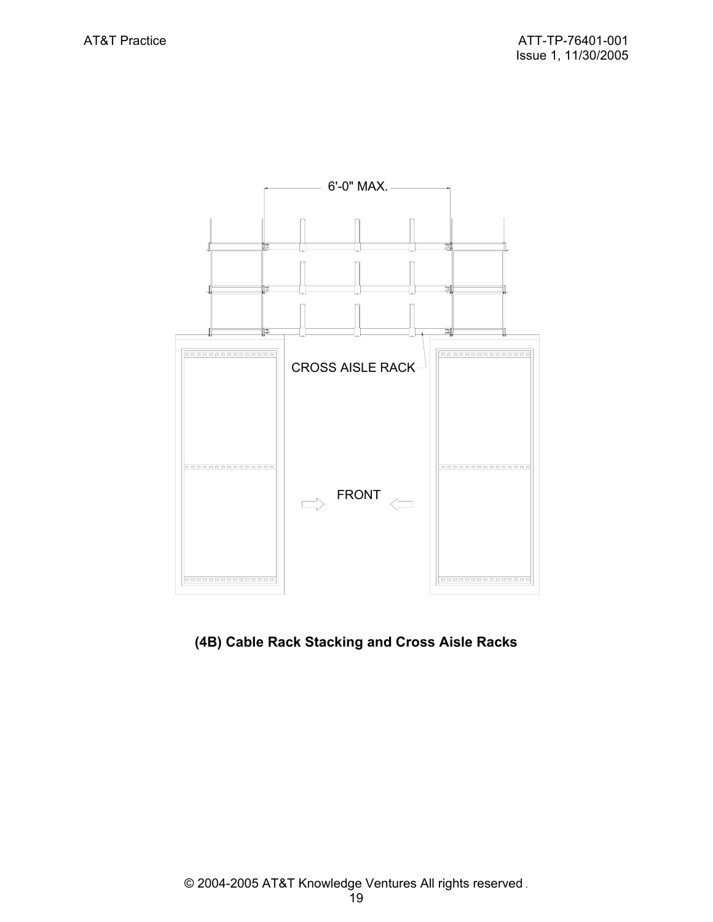6'-0" MAX.

CROSS AISLE RACK

FRONT

**(4B) Cable Rack Stacking and Cross Aisle Racks**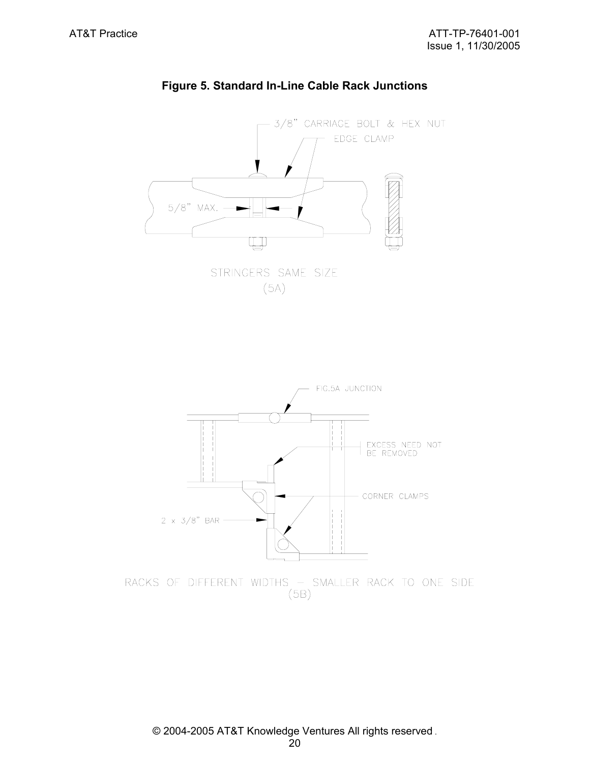**Figure 5. Standard In-Line Cable Rack Junctions**

3/8" CARRIAGE BOLT & HEX NUT

EDGE CLAMP

5/8" MAX.

STRINGERS SAME SIZE
(5A)

FIG.5A JUNCTION

EXCESS NEED NOT BE REMOVED

CORNER CLAMPS

2 x 3/8" BAR

RACKS OF DIFFERENT WIDTHS – SMALLER RACK TO ONE SIDE
(5B)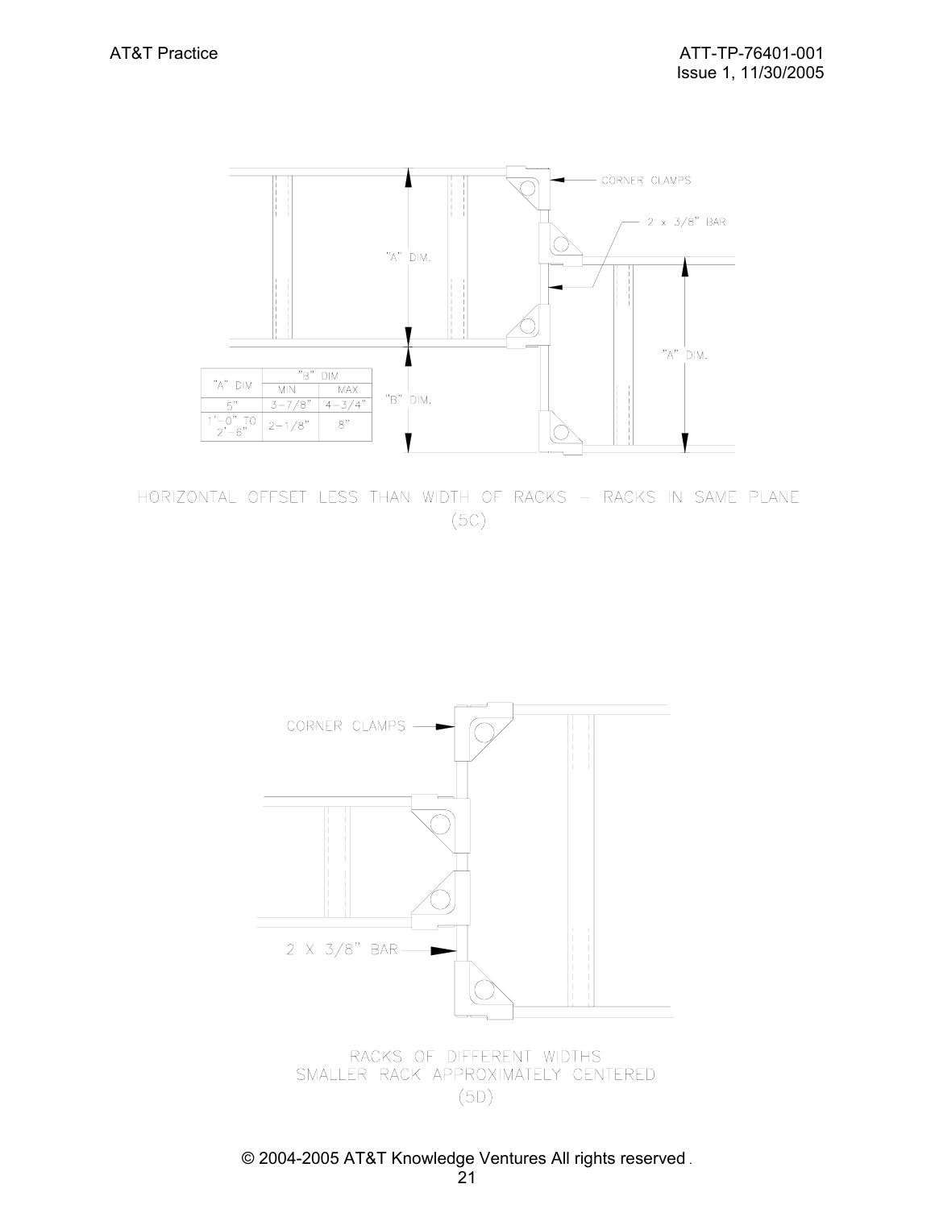CORNER CLAMPS

2 x 3/8" BAR

"A" DIM.

"A" DIM.

"B" DIM.

| "A" DIM | "B" DIM | |
|---|---|---|
| | MIN | MAX |
| 5" | 3-7/8" | 4-3/4" |
| 1'-0" TO 2'-6" | 2-1/8" | 8" |

HORIZONTAL OFFSET LESS THAN WIDTH OF RACKS – RACKS IN SAME PLANE
(5C)

CORNER CLAMPS

2 X 3/8" BAR

RACKS OF DIFFERENT WIDTHS
SMALLER RACK APPROXIMATELY CENTERED
(5D)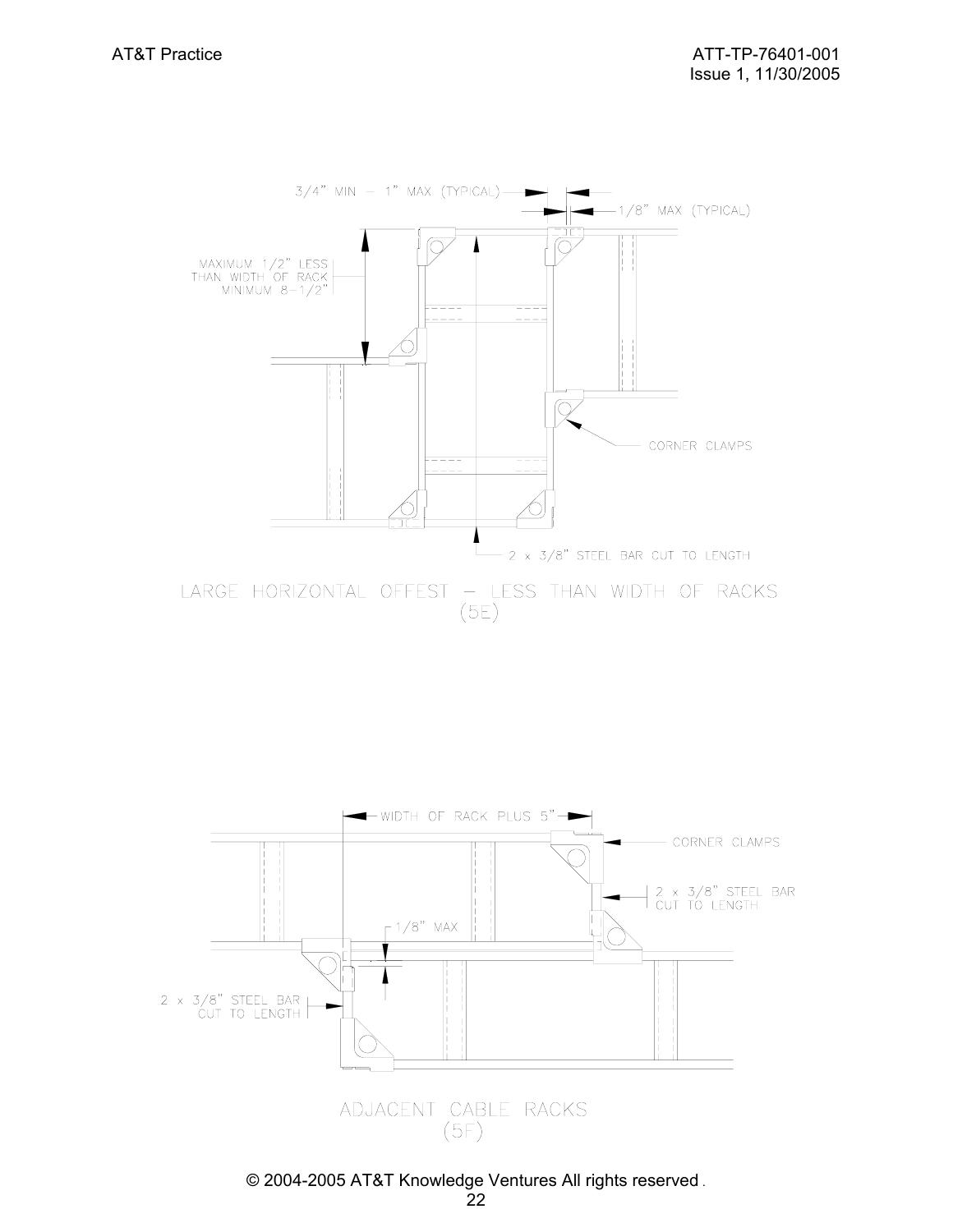3/4" MIN – 1" MAX (TYPICAL)

1/8" MAX (TYPICAL)

MAXIMUM 1/2" LESS THAN WIDTH OF RACK MINIMUM 8-1/2"

CORNER CLAMPS

2 x 3/8" STEEL BAR CUT TO LENGTH

LARGE HORIZONTAL OFFEST – LESS THAN WIDTH OF RACKS (5E)

WIDTH OF RACK PLUS 5"

CORNER CLAMPS

2 x 3/8" STEEL BAR CUT TO LENGTH

1/8" MAX

2 x 3/8" STEEL BAR CUT TO LENGTH

ADJACENT CABLE RACKS (5F)

© 2004-2005 AT&T Knowledge Ventures All rights reserved.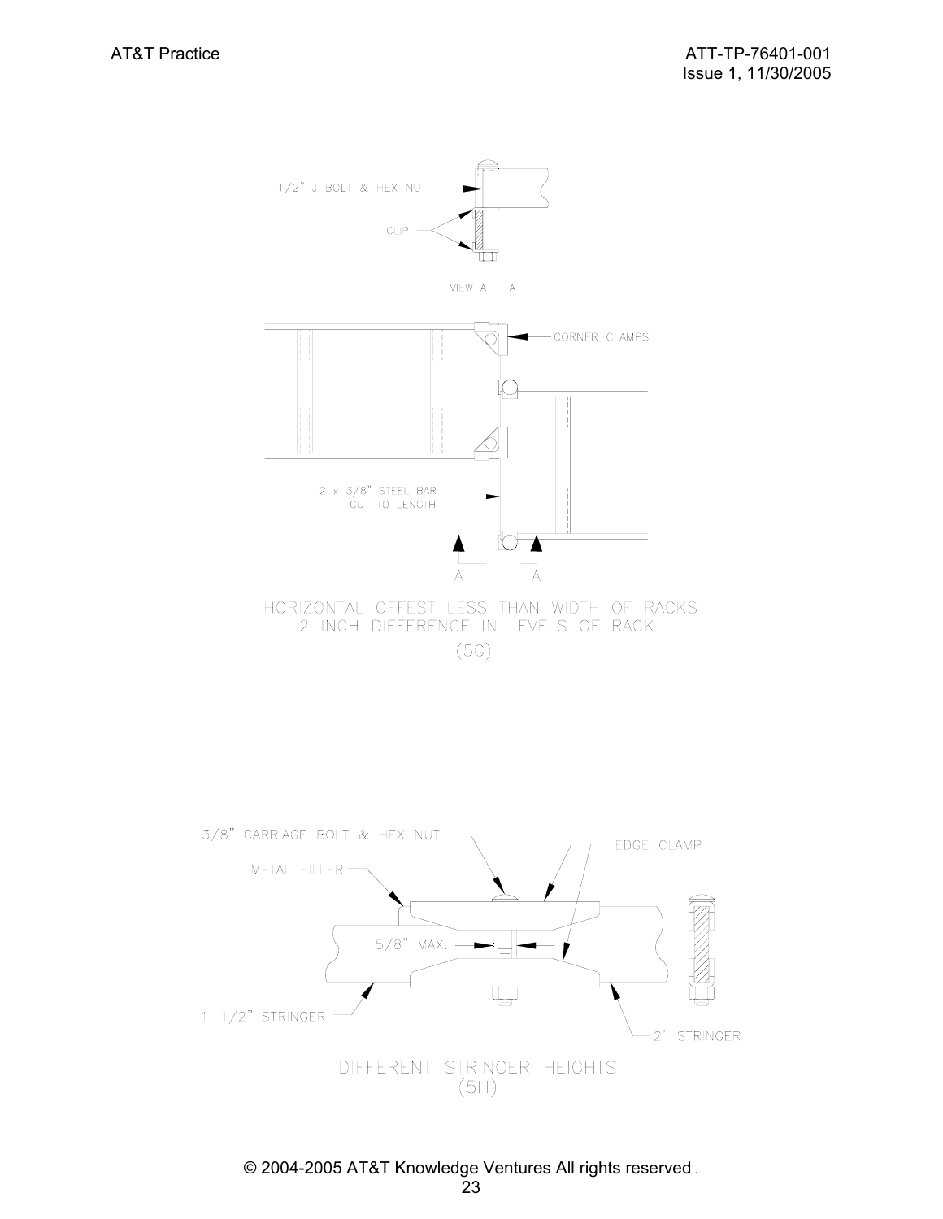1/2" J BOLT & HEX NUT

CLIP

VIEW A – A

CORNER CLAMPS

2 x 3/8" STEEL BAR
CUT TO LENGTH

A A

HORIZONTAL OFFEST LESS THAN WIDTH OF RACKS
2 INCH DIFFERENCE IN LEVELS OF RACK
(5C)

3/8" CARRIAGE BOLT & HEX NUT

EDGE CLAMP

METAL FILLER

5/8" MAX.

1-1/2" STRINGER

2" STRINGER

DIFFERENT STRINGER HEIGHTS
(5H)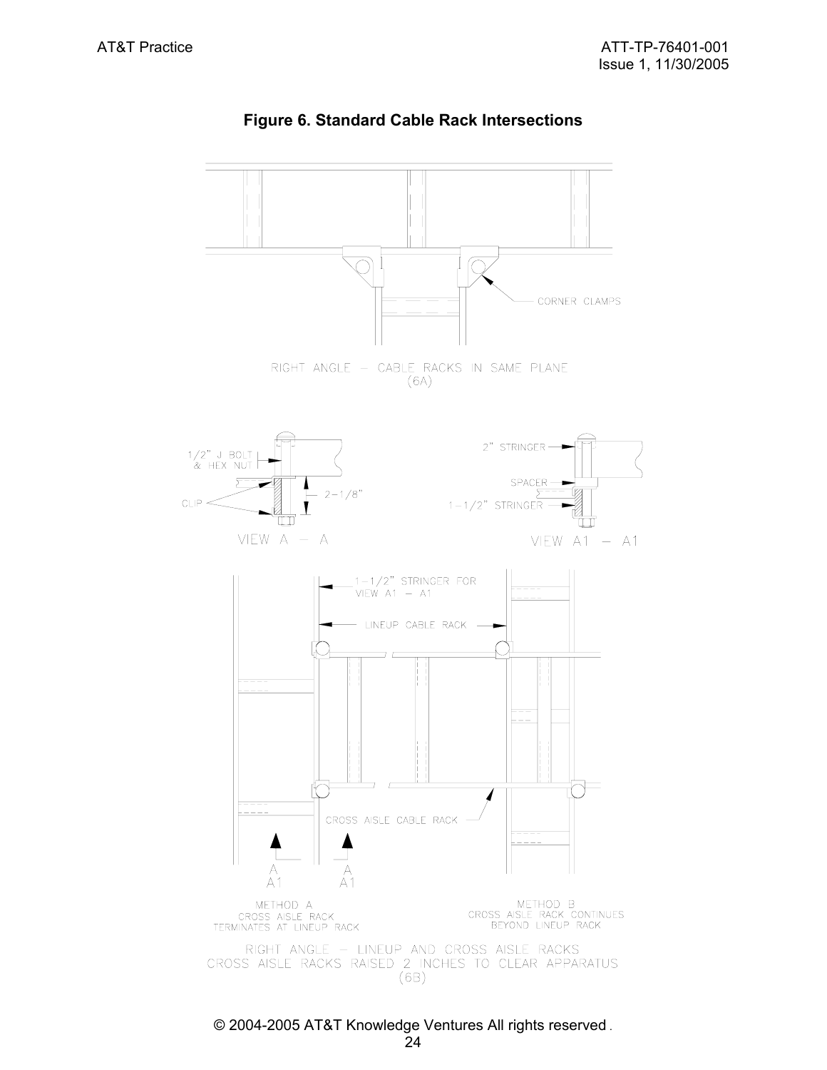**Figure 6. Standard Cable Rack Intersections**

CORNER CLAMPS

RIGHT ANGLE – CABLE RACKS IN SAME PLANE
(6A)

1/2" J BOLT & HEX NUT

CLIP

2-1/8"

VIEW A – A

2" STRINGER

SPACER

1-1/2" STRINGER

VIEW A1 – A1

1-1/2" STRINGER FOR VIEW A1 – A1

LINEUP CABLE RACK

CROSS AISLE CABLE RACK

A
A1

A
A1

METHOD A
CROSS AISLE RACK
TERMINATES AT LINEUP RACK

METHOD B
CROSS AISLE RACK CONTINUES
BEYOND LINEUP RACK

RIGHT ANGLE – LINEUP AND CROSS AISLE RACKS
CROSS AISLE RACKS RAISED 2 INCHES TO CLEAR APPARATUS
(6B)

© 2004-2005 AT&T Knowledge Ventures All rights reserved.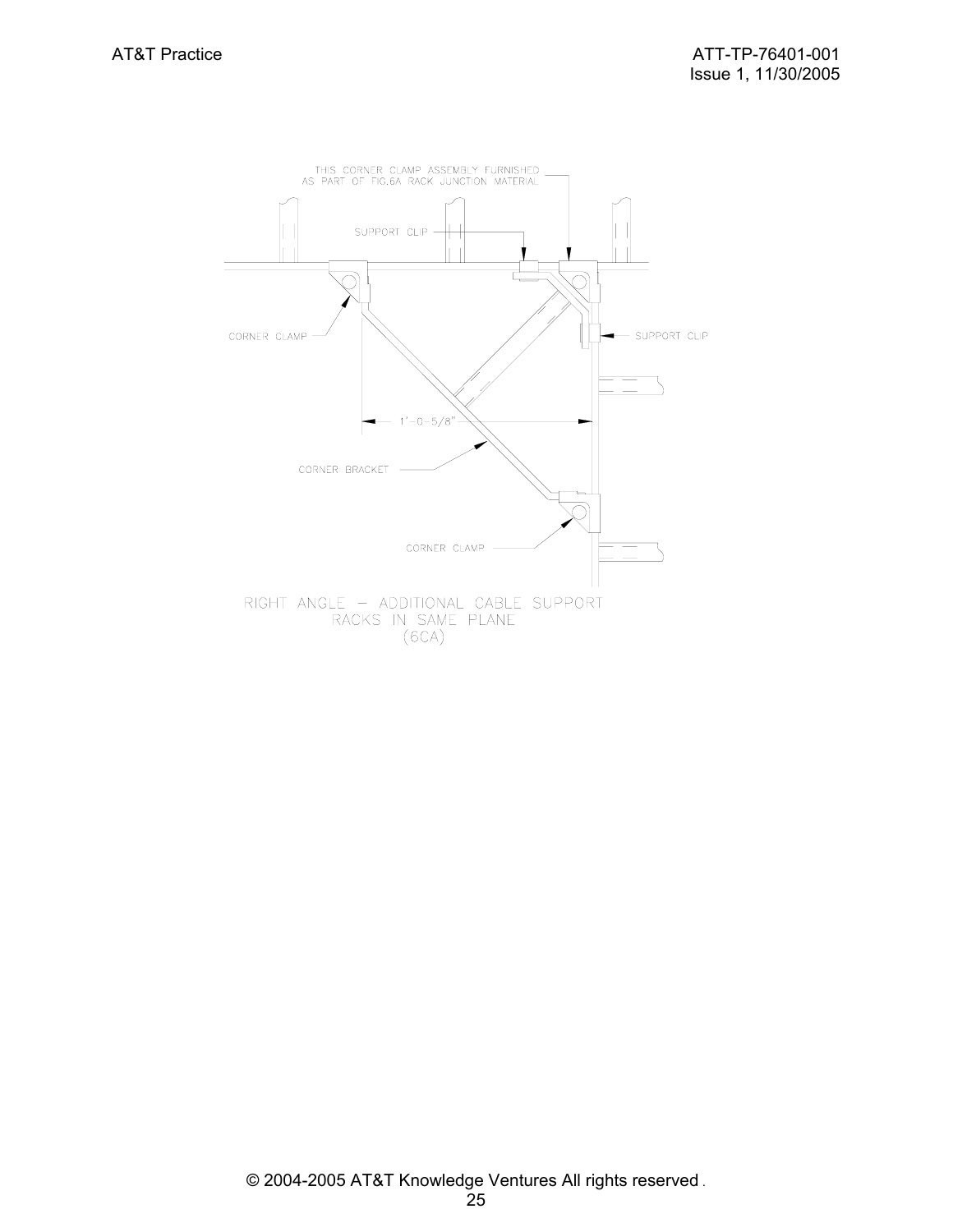THIS CORNER CLAMP ASSEMBLY FURNISHED AS PART OF FIG.6A RACK JUNCTION MATERIAL

SUPPORT CLIP

CORNER CLAMP

SUPPORT CLIP

1'-0-5/8"

CORNER BRACKET

CORNER CLAMP

RIGHT ANGLE – ADDITIONAL CABLE SUPPORT RACKS IN SAME PLANE (6CA)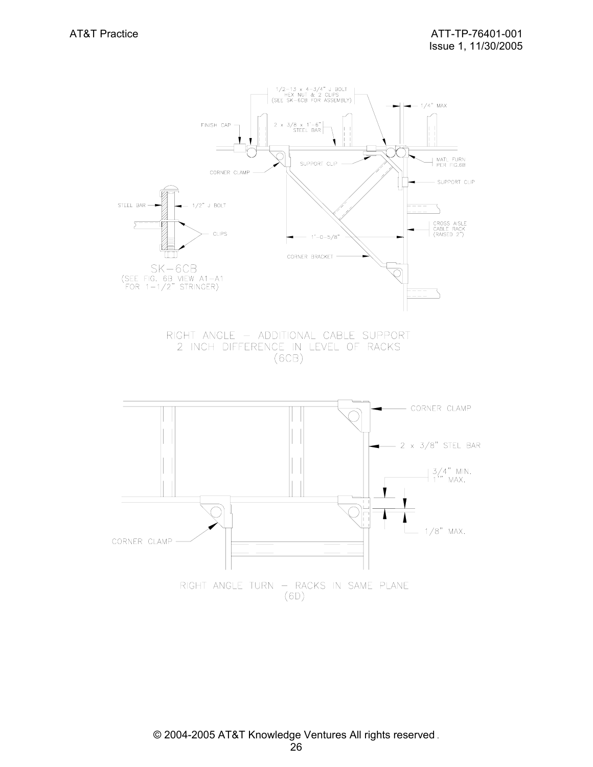1/2-13 x 4-3/4" J BOLT HEX NUT & 2 CLIPS (SEE SK-6CB FOR ASSEMBLY)

1/4" MAX

FINISH CAP

2 x 3/8 x 1'-6" STEEL BAR

CORNER CLAMP

SUPPORT CLIP

MATL FURN PER FIG.6B

SUPPORT CLIP

STEEL BAR

1/2" J BOLT

CLIPS

CROSS AISLE CABLE RACK (RAISED 2")

1'-0-5/8"

CORNER BRACKET

SK-6CB

(SEE FIG. 6B VIEW A1-A1 FOR 1-1/2" STRINGER)

RIGHT ANGLE – ADDITIONAL CABLE SUPPORT
2 INCH DIFFERENCE IN LEVEL OF RACKS
(6CB)

CORNER CLAMP

2 x 3/8" STEL BAR

3/4" MIN.
1" MAX.

1/8" MAX.

CORNER CLAMP

RIGHT ANGLE TURN – RACKS IN SAME PLANE
(6D)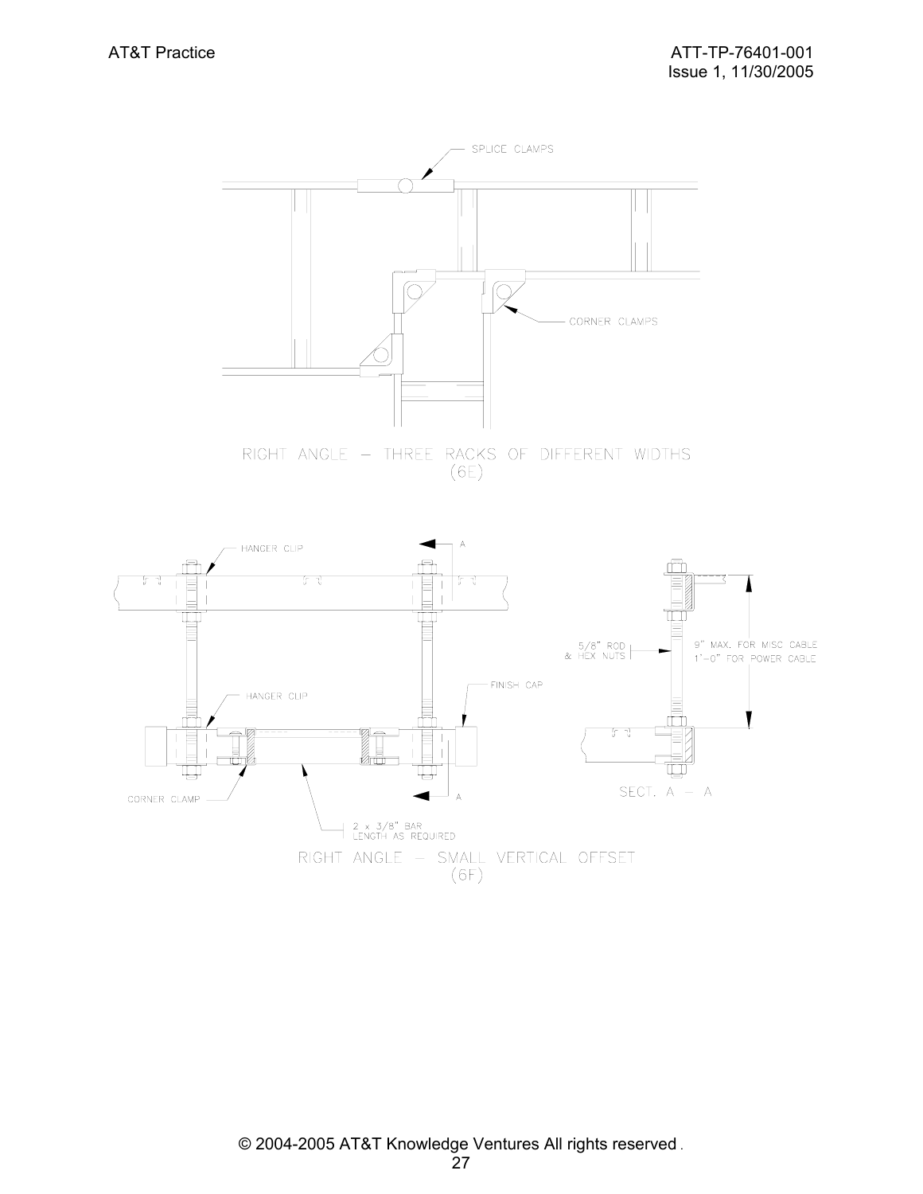SPLICE CLAMPS

CORNER CLAMPS

RIGHT ANGLE – THREE RACKS OF DIFFERENT WIDTHS
(6E)

HANGER CLIP

A

5/8" ROD & HEX NUTS

9" MAX. FOR MISC CABLE
1'-0" FOR POWER CABLE

HANGER CLIP

FINISH CAP

CORNER CLAMP

A

SECT. A – A

2 x 3/8" BAR
LENGTH AS REQUIRED

RIGHT ANGLE – SMALL VERTICAL OFFSET
(6F)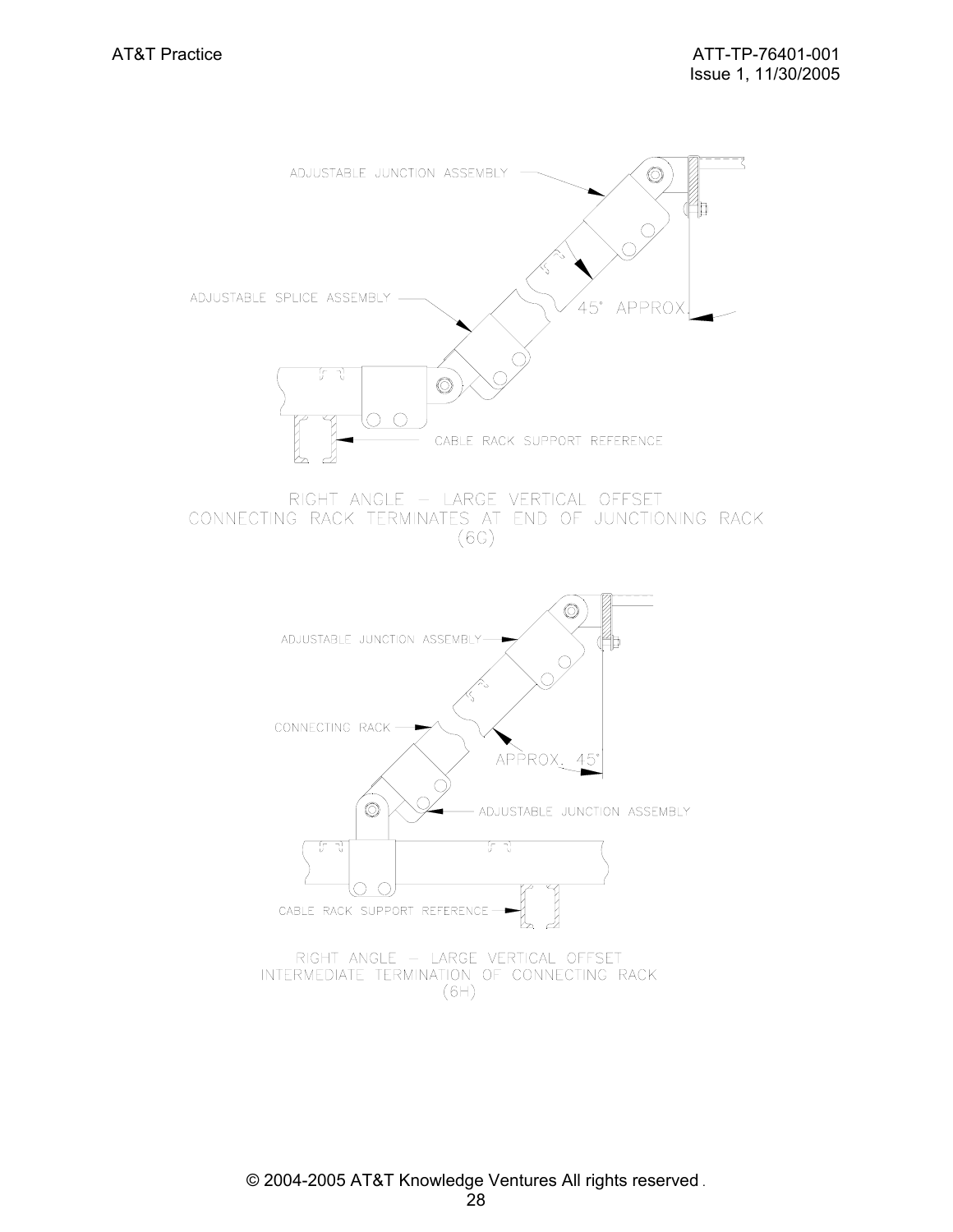ADJUSTABLE JUNCTION ASSEMBLY

ADJUSTABLE SPLICE ASSEMBLY

45° APPROX.

CABLE RACK SUPPORT REFERENCE

RIGHT ANGLE – LARGE VERTICAL OFFSET
CONNECTING RACK TERMINATES AT END OF JUNCTIONING RACK
(6G)

ADJUSTABLE JUNCTION ASSEMBLY

CONNECTING RACK

APPROX. 45°

ADJUSTABLE JUNCTION ASSEMBLY

CABLE RACK SUPPORT REFERENCE

RIGHT ANGLE – LARGE VERTICAL OFFSET
INTERMEDIATE TERMINATION OF CONNECTING RACK
(6H)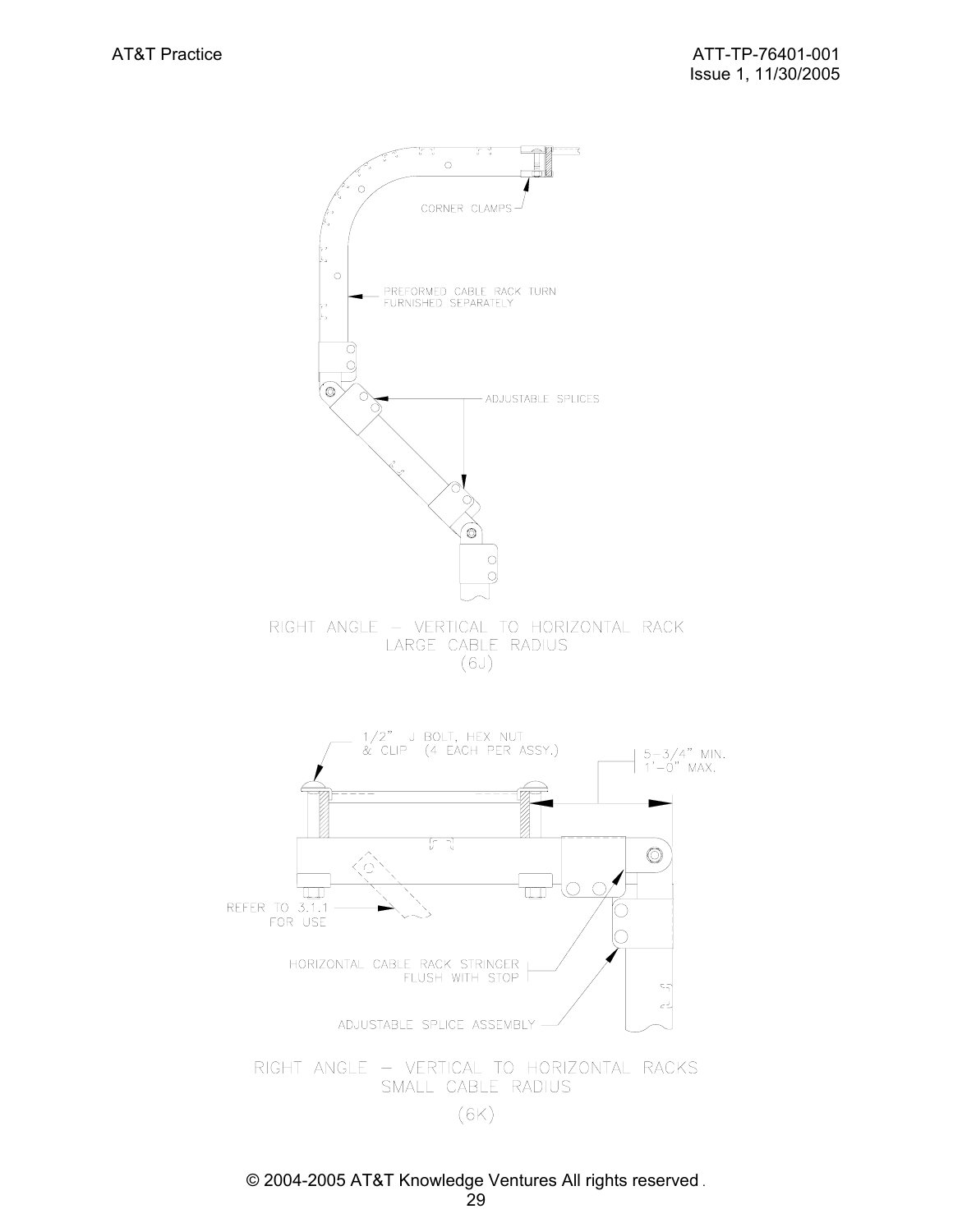CORNER CLAMPS

PREFORMED CABLE RACK TURN FURNISHED SEPARATELY

ADJUSTABLE SPLICES

RIGHT ANGLE – VERTICAL TO HORIZONTAL RACK
LARGE CABLE RADIUS
(6J)

1/2" J BOLT, HEX NUT & CLIP (4 EACH PER ASSY.)

5-3/4" MIN.
1'-0" MAX.

REFER TO 3.1.1 FOR USE

HORIZONTAL CABLE RACK STRINGER FLUSH WITH STOP

ADJUSTABLE SPLICE ASSEMBLY

RIGHT ANGLE – VERTICAL TO HORIZONTAL RACKS
SMALL CABLE RADIUS
(6K)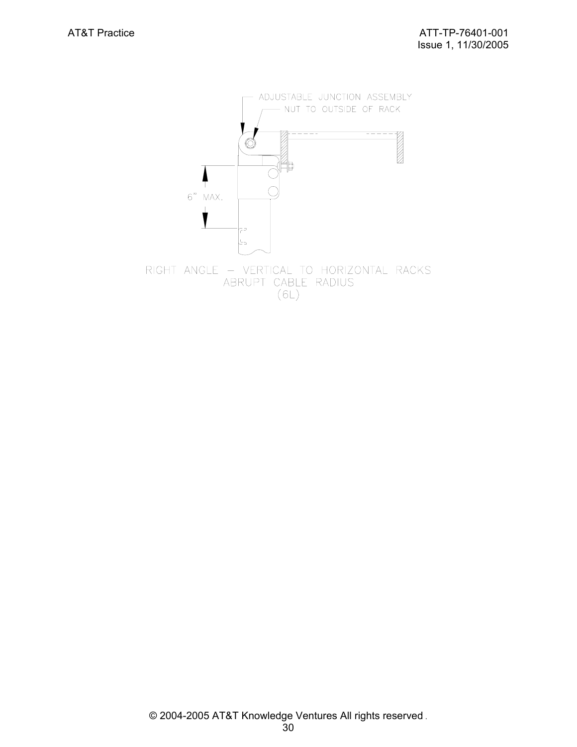ADJUSTABLE JUNCTION ASSEMBLY

NUT TO OUTSIDE OF RACK

6" MAX.

RIGHT ANGLE – VERTICAL TO HORIZONTAL RACKS
ABRUPT CABLE RADIUS
(6L)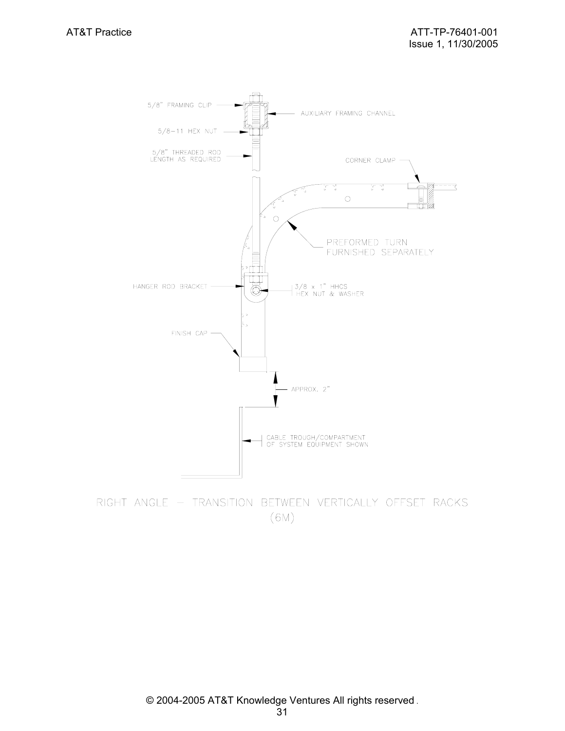5/8" FRAMING CLIP

AUXILIARY FRAMING CHANNEL

5/8–11 HEX NUT

5/8" THREADED ROD
LENGTH AS REQUIRED

CORNER CLAMP

PREFORMED TURN
FURNISHED SEPARATELY

HANGER ROD BRACKET

3/8 x 1" HHCS
HEX NUT & WASHER

FINISH CAP

APPROX. 2"

CABLE TROUGH/COMPARTMENT
OF SYSTEM EQUIPMENT SHOWN

RIGHT ANGLE – TRANSITION BETWEEN VERTICALLY OFFSET RACKS
(6M)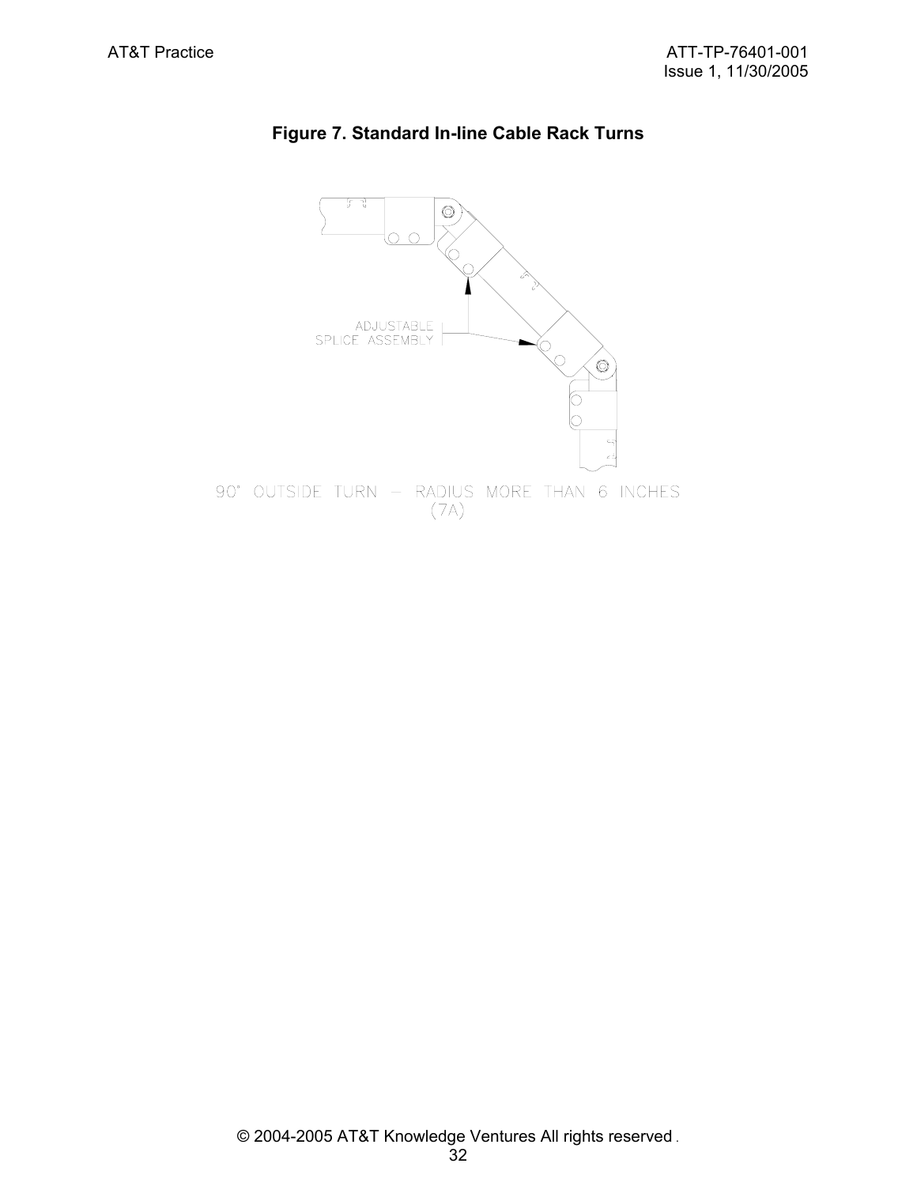**Figure 7. Standard In-line Cable Rack Turns**

ADJUSTABLE SPLICE ASSEMBLY

90° OUTSIDE TURN — RADIUS MORE THAN 6 INCHES (7A)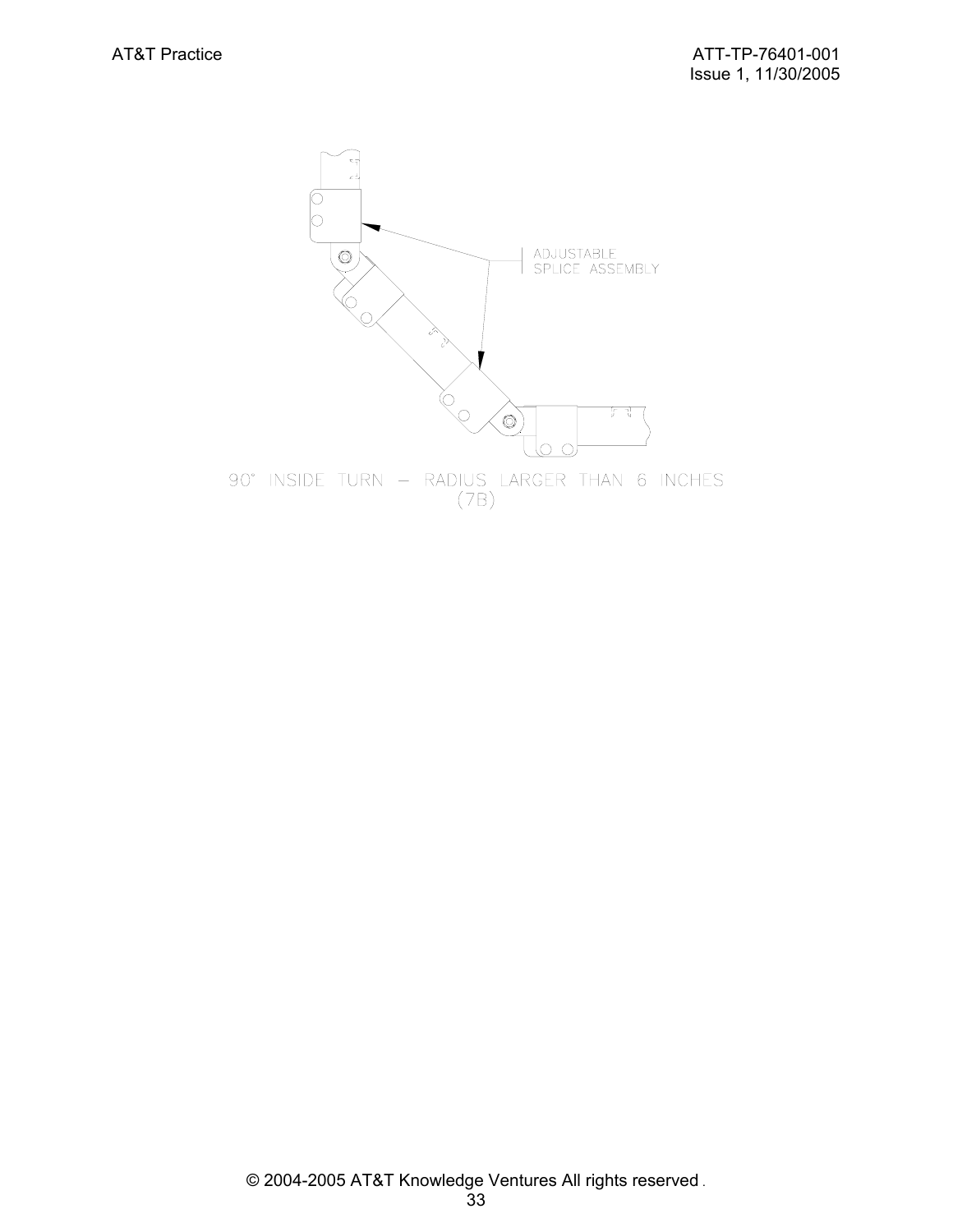ADJUSTABLE SPLICE ASSEMBLY

90° INSIDE TURN – RADIUS LARGER THAN 6 INCHES
(7B)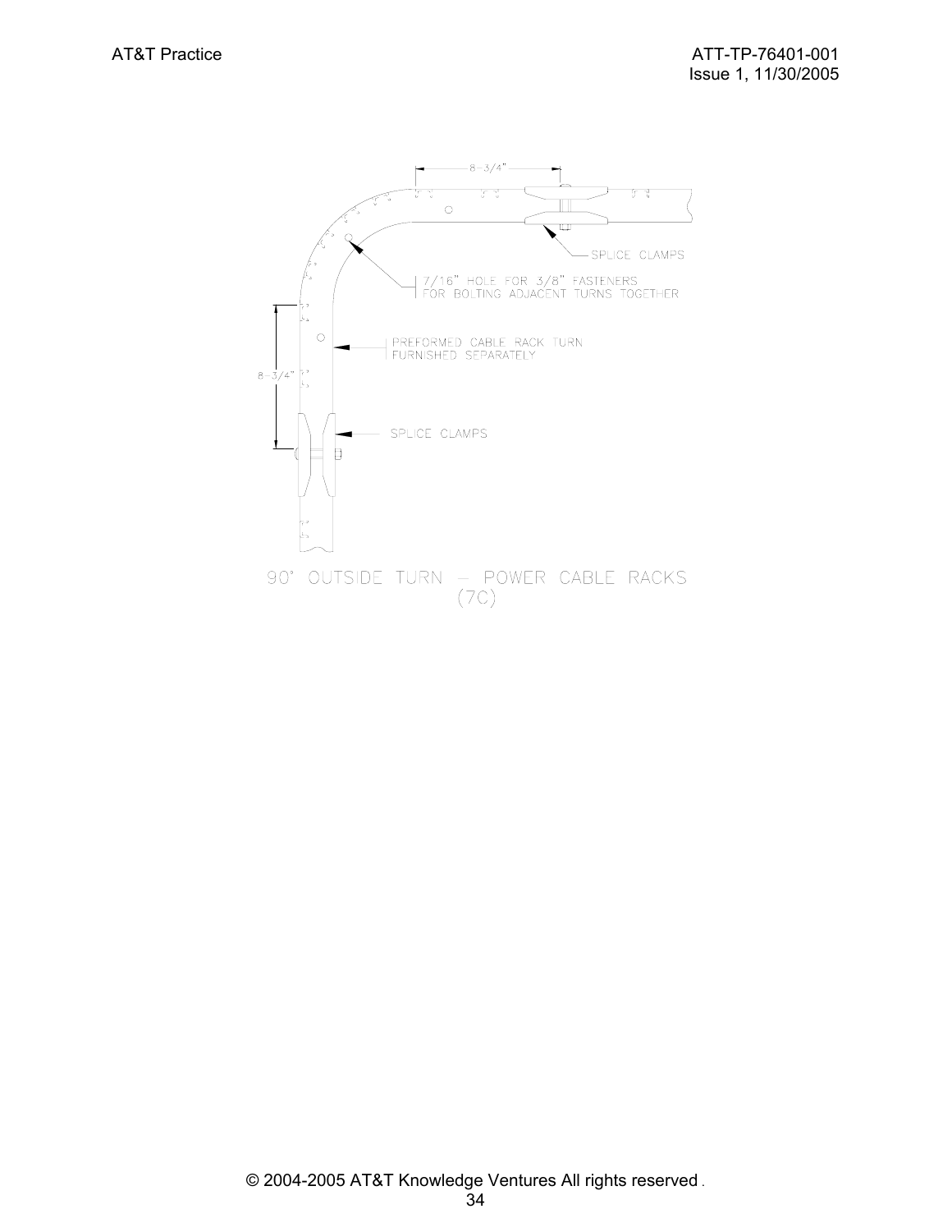8-3/4"

SPLICE CLAMPS

7/16" HOLE FOR 3/8" FASTENERS
FOR BOLTING ADJACENT TURNS TOGETHER

PREFORMED CABLE RACK TURN
FURNISHED SEPARATELY

8-3/4"

SPLICE CLAMPS

90° OUTSIDE TURN – POWER CABLE RACKS
(7C)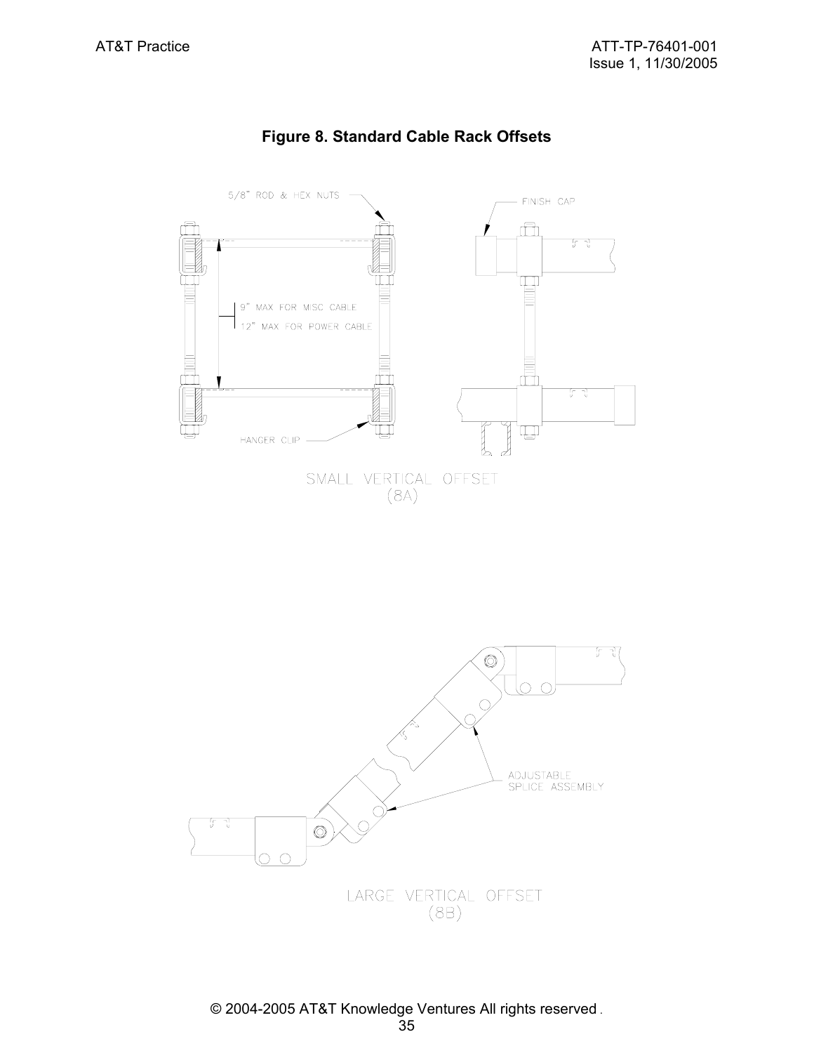**Figure 8. Standard Cable Rack Offsets**

5/8" ROD & HEX NUTS

FINISH CAP

9" MAX FOR MISC. CABLE

12" MAX FOR POWER CABLE

HANGER CLIP

SMALL VERTICAL OFFSET
(8A)

ADJUSTABLE SPLICE ASSEMBLY

LARGE VERTICAL OFFSET
(8B)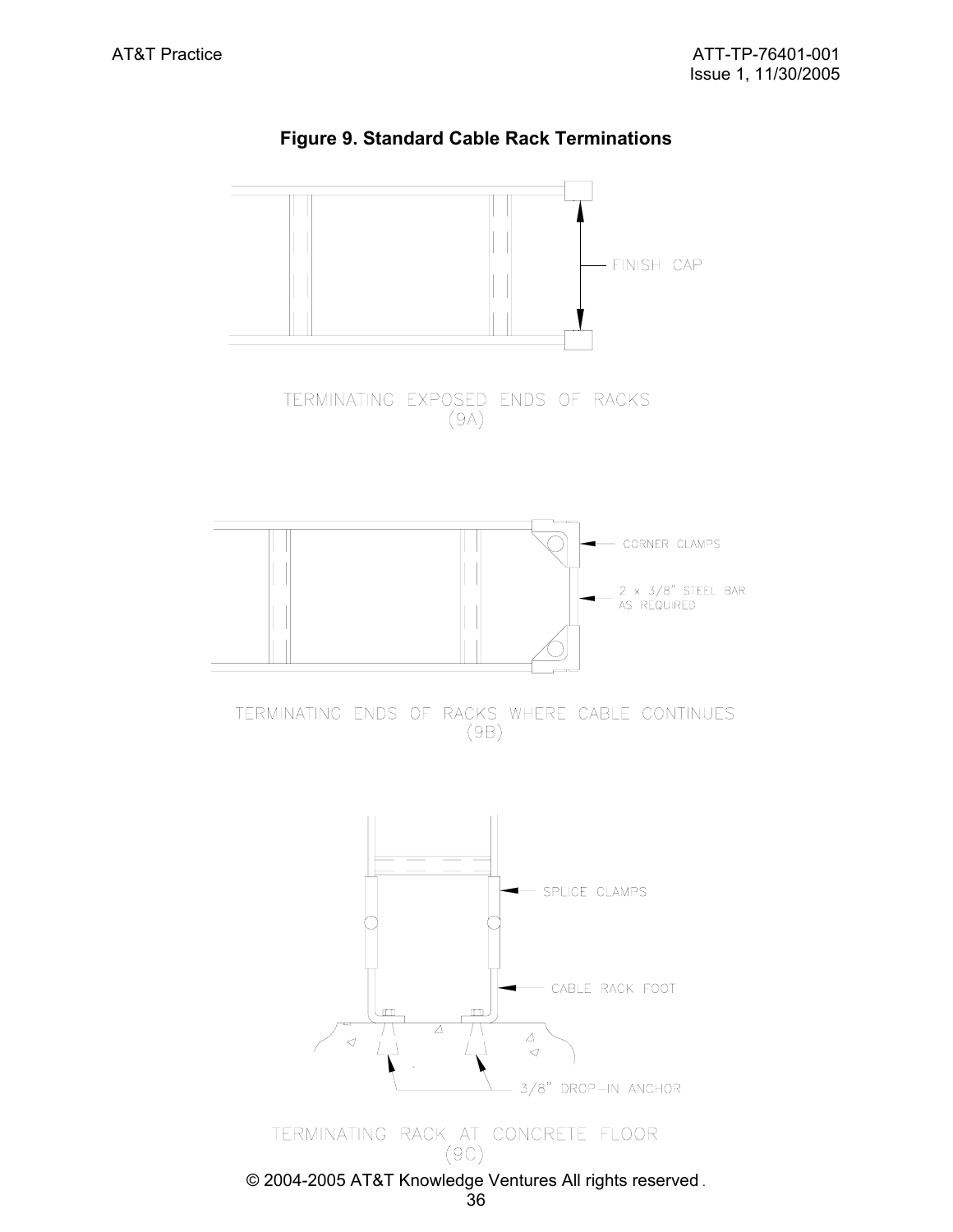**Figure 9. Standard Cable Rack Terminations**

FINISH CAP

TERMINATING EXPOSED ENDS OF RACKS
(9A)

CORNER CLAMPS

2 x 3/8" STEEL BAR AS REQUIRED

TERMINATING ENDS OF RACKS WHERE CABLE CONTINUES
(9B)

SPLICE CLAMPS

CABLE RACK FOOT

3/8" DROP-IN ANCHOR

TERMINATING RACK AT CONCRETE FLOOR
(9C)

© 2004-2005 AT&T Knowledge Ventures All rights reserved.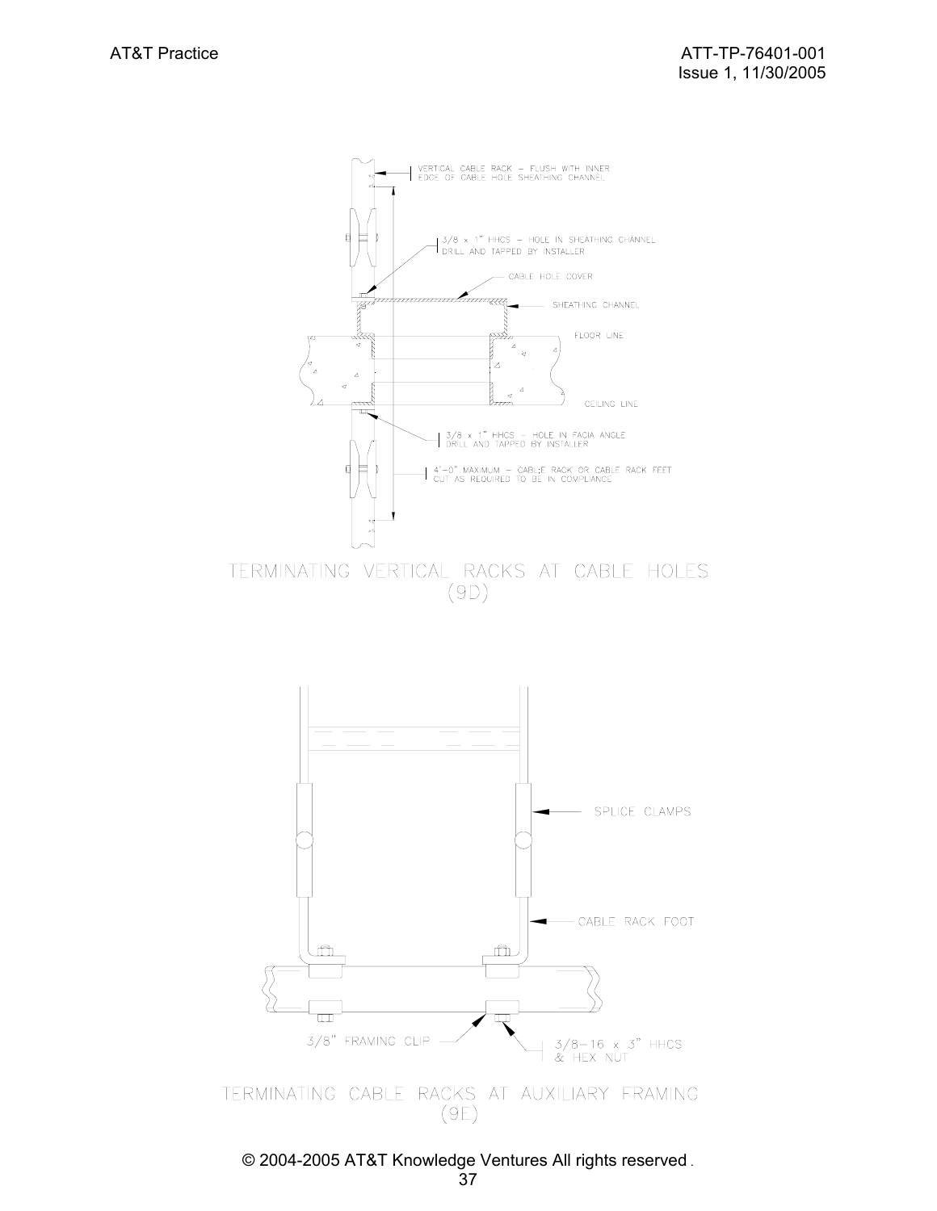VERTICAL CABLE RACK – FLUSH WITH INNER EDGE OF CABLE HOLE SHEATHING CHANNEL

3/8 x 1" HHCS – HOLE IN SHEATHING CHANNEL DRILL AND TAPPED BY INSTALLER

CABLE HOLE COVER

SHEATHING CHANNEL

FLOOR LINE

CEILING LINE

3/8 x 1" HHCS – HOLE IN FACIA ANGLE DRILL AND TAPPED BY INSTALLER

4'-0" MAXIMUM – CABL;E RACK OR CABLE RACK FEET CUT AS REQUIRED TO BE IN COMPLIANCE

TERMINATING VERTICAL RACKS AT CABLE HOLES (9D)

SPLICE CLAMPS

CABLE RACK FOOT

3/8" FRAMING CLIP

3/8–16 x 3" HHCS & HEX NUT

TERMINATING CABLE RACKS AT AUXILIARY FRAMING (9E)

© 2004-2005 AT&T Knowledge Ventures All rights reserved.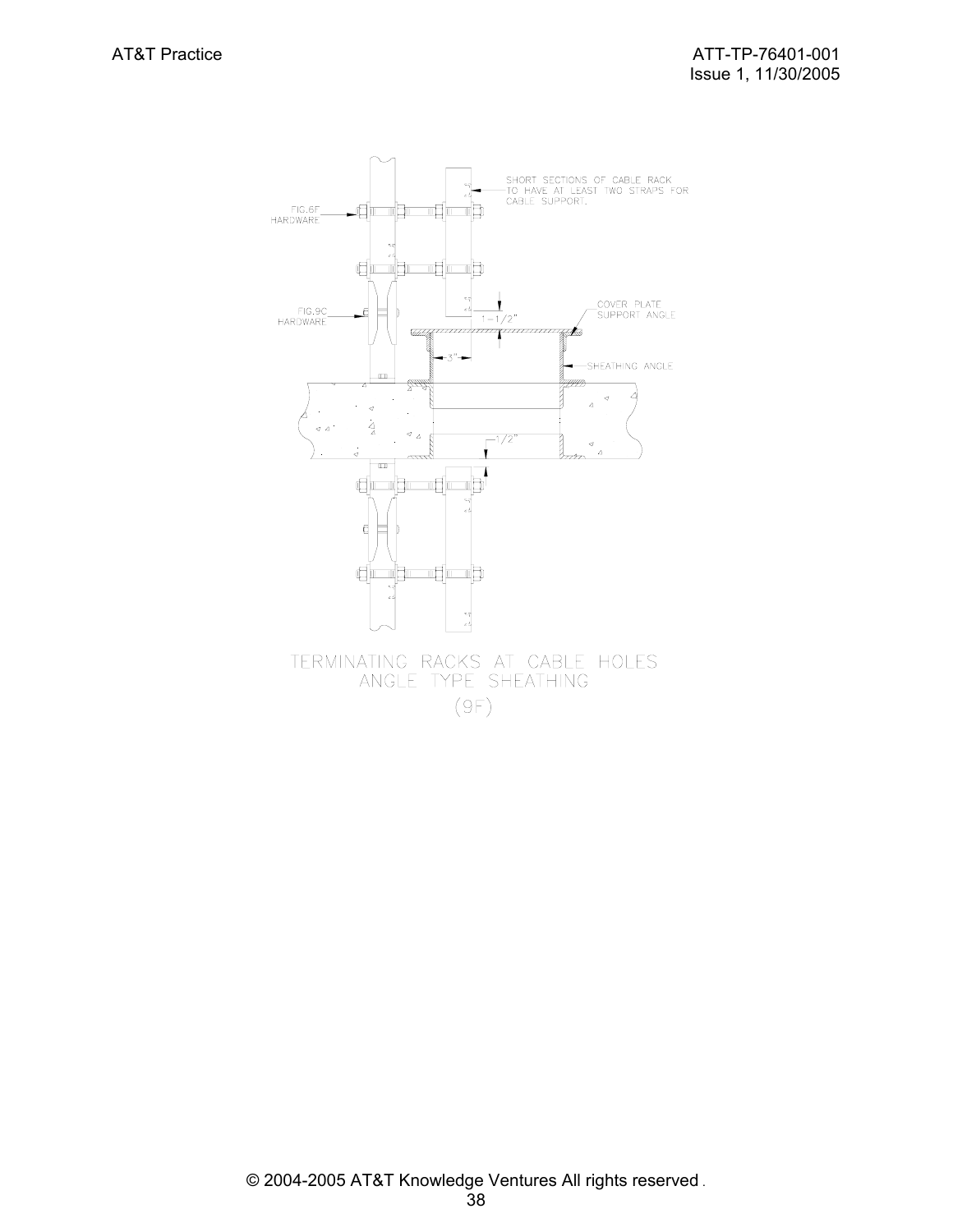SHORT SECTIONS OF CABLE RACK TO HAVE AT LEAST TWO STRAPS FOR CABLE SUPPORT.

FIG.6F HARDWARE

FIG.9C HARDWARE

COVER PLATE SUPPORT ANGLE

1-1/2"

3"

SHEATHING ANGLE

1/2"

TERMINATING RACKS AT CABLE HOLES
ANGLE TYPE SHEATHING
(9F)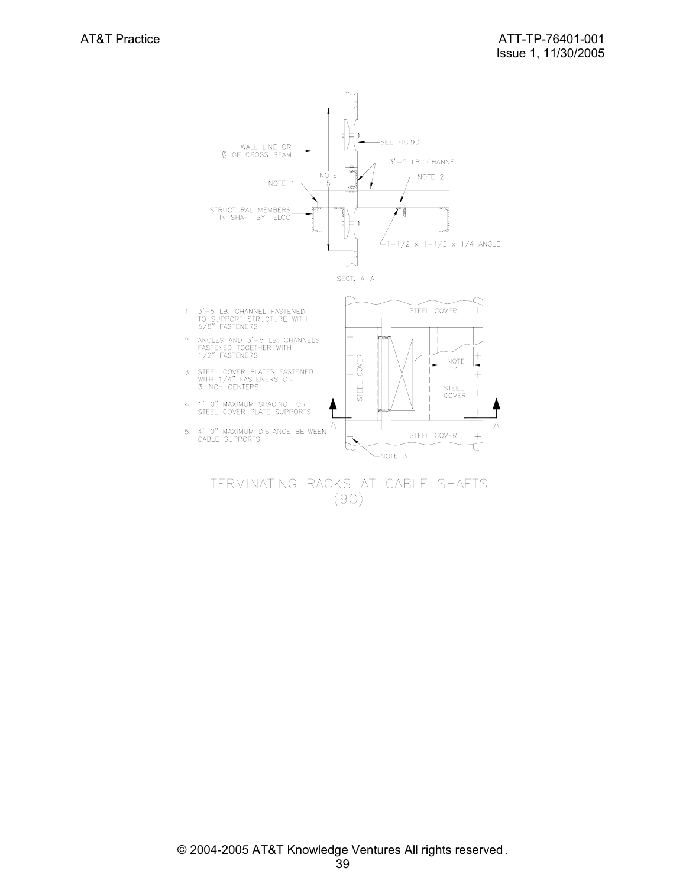WALL LINE OR
℄ OF CROSS BEAM

SEE FIG.9D

3"-5 LB. CHANNEL

NOTE 5

NOTE 1

NOTE 2

STRUCTURAL MEMBERS IN SHAFT BY TELCO

1-1/2 x 1-1/2 x 1/4 ANGLE

SECT. A-A

1. 3"-5 LB. CHANNEL FASTENED TO SUPPORT STRUCTURE WITH 5/8" FASTENERS
2. ANGLES AND 3"-5 LB. CHANNELS FASTENED TOGETHER WITH 1/2" FASTENERS
3. STEEL COVER PLATES FASTENED WITH 1/4" FASTENERS ON 3 INCH CENTERS
4. 1'-0" MAXIMUM SPACING FOR STEEL COVER PLATE SUPPORTS
5. 4'-0" MAXIMUM DISTANCE BETWEEN CABLE SUPPORTS

STEEL COVER

STEEL COVER

NOTE 4

STEEL COVER

A

A

STEEL COVER

NOTE 3

TERMINATING RACKS AT CABLE SHAFTS
(9C)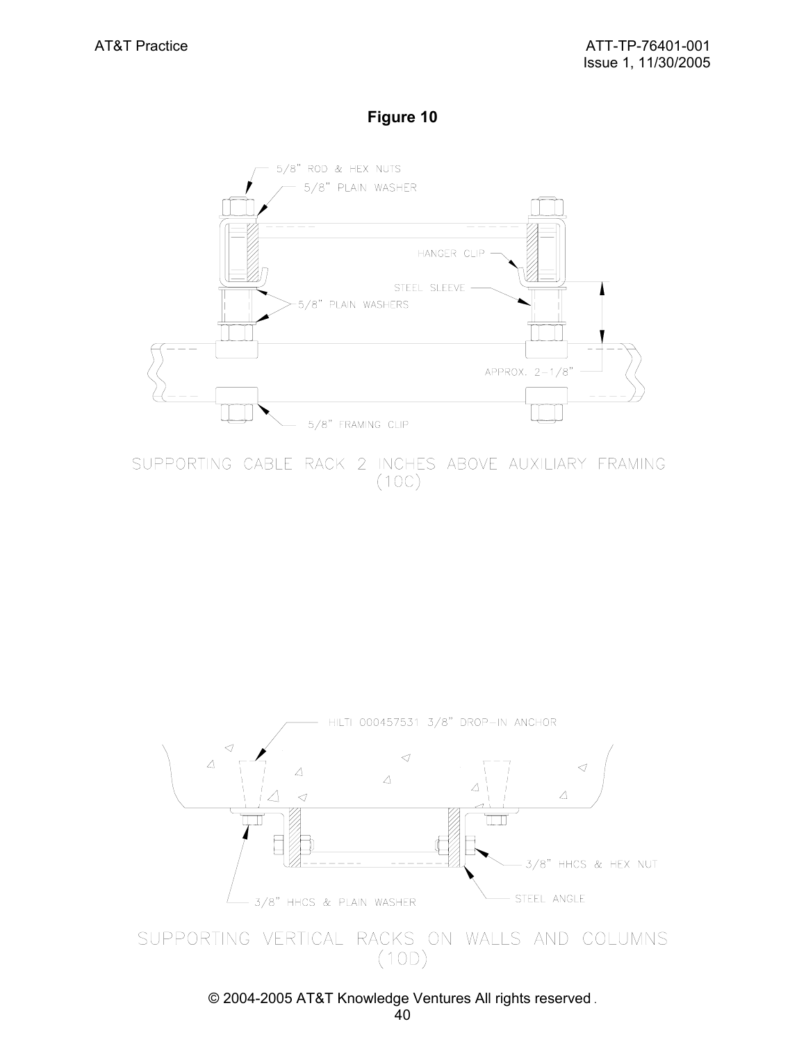**Figure 10**

5/8" ROD & HEX NUTS

5/8" PLAIN WASHER

HANGER CLIP

STEEL SLEEVE

5/8" PLAIN WASHERS

APPROX. 2-1/8"

5/8" FRAMING CLIP

SUPPORTING CABLE RACK 2 INCHES ABOVE AUXILIARY FRAMING
(10C)

HILTI 000457531 3/8" DROP-IN ANCHOR

3/8" HHCS & HEX NUT

STEEL ANGLE

3/8" HHCS & PLAIN WASHER

SUPPORTING VERTICAL RACKS ON WALLS AND COLUMNS
(10D)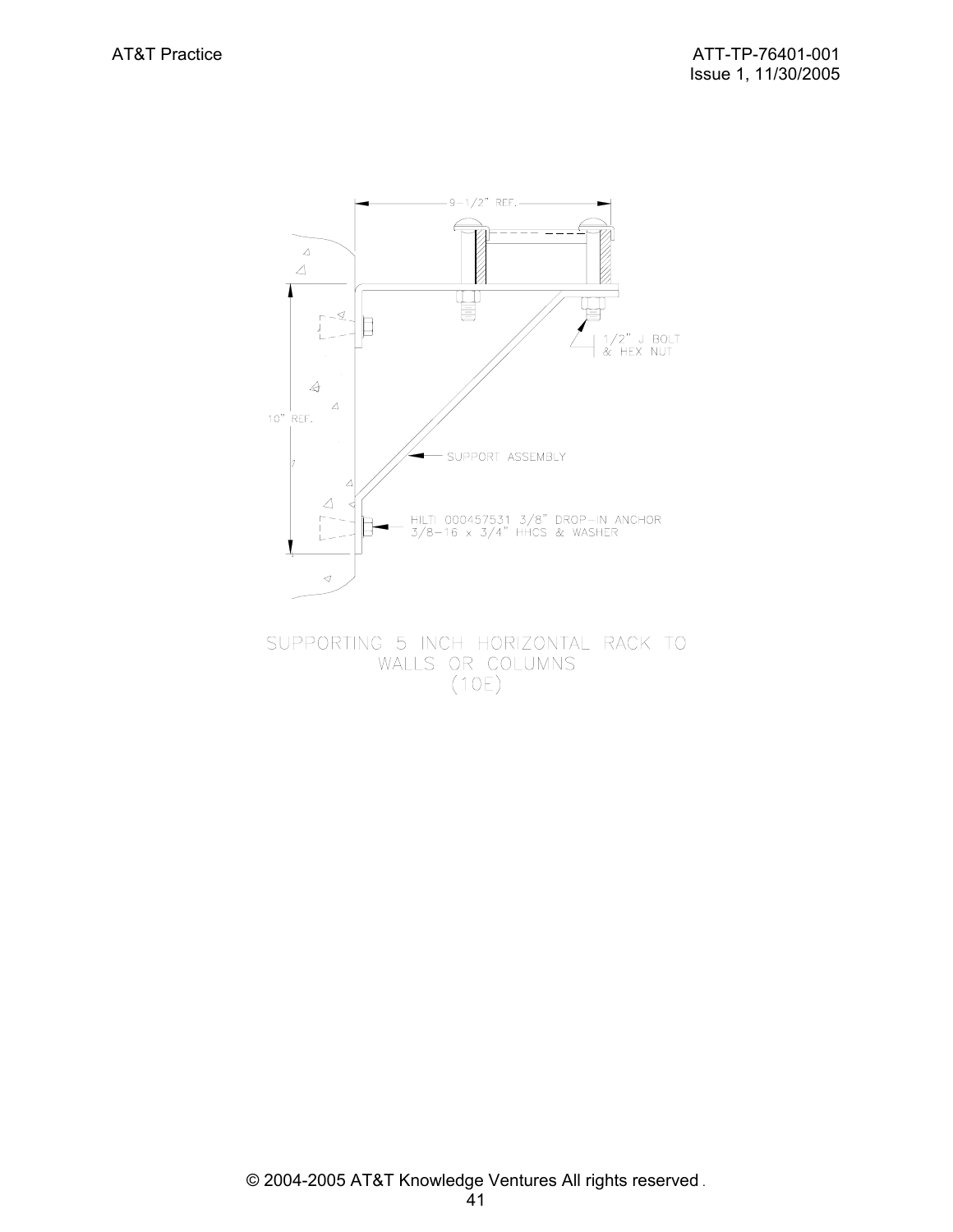9-1/2" REF.

1/2" J BOLT
& HEX NUT

10" REF.

SUPPORT ASSEMBLY

HILTI 000457531 3/8" DROP-IN ANCHOR
3/8-16 x 3/4" HHCS & WASHER

SUPPORTING 5 INCH HORIZONTAL RACK TO
WALLS OR COLUMNS
(10E)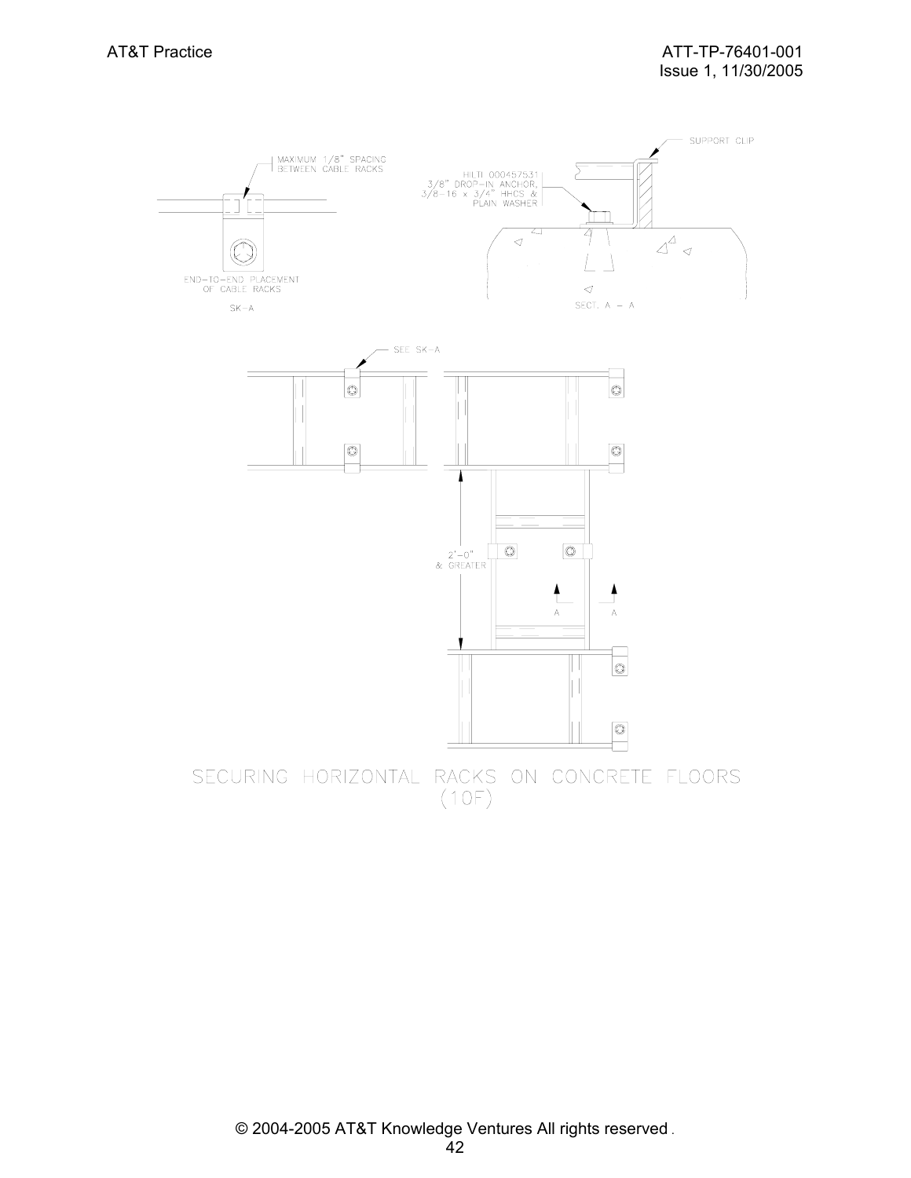MAXIMUM 1/8" SPACING BETWEEN CABLE RACKS

END-TO-END PLACEMENT OF CABLE RACKS

SK-A

SUPPORT CLIP

HILTI 000457531 3/8" DROP-IN ANCHOR, 3/8-16 x 3/4" HHCS & PLAIN WASHER

SECT. A – A

SEE SK-A

2'-0" & GREATER

A A

SECURING HORIZONTAL RACKS ON CONCRETE FLOORS (10F)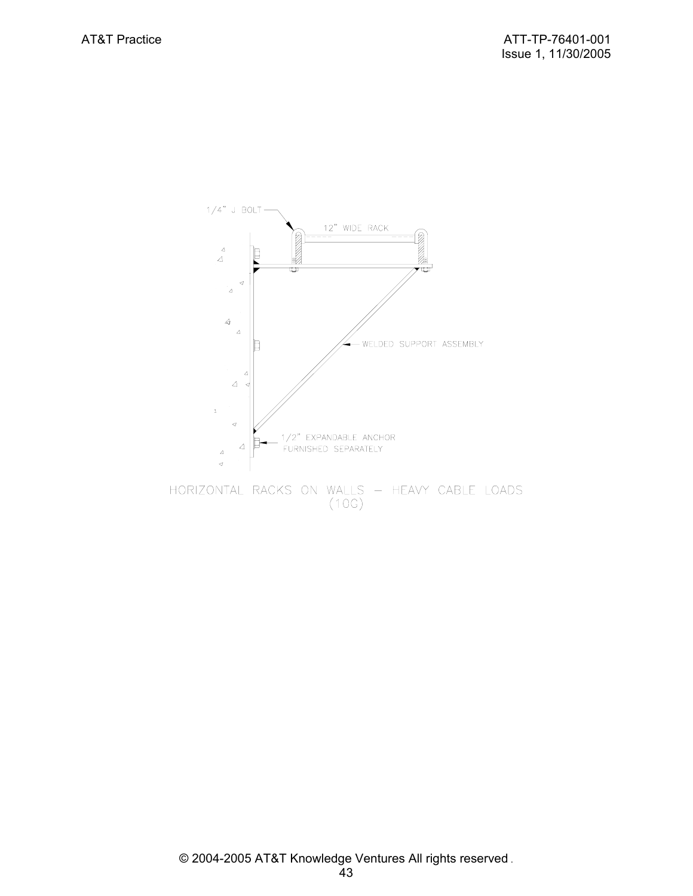1/4" J BOLT

12" WIDE RACK

WELDED SUPPORT ASSEMBLY

1/2" EXPANDABLE ANCHOR FURNISHED SEPARATELY

HORIZONTAL RACKS ON WALLS – HEAVY CABLE LOADS (10G)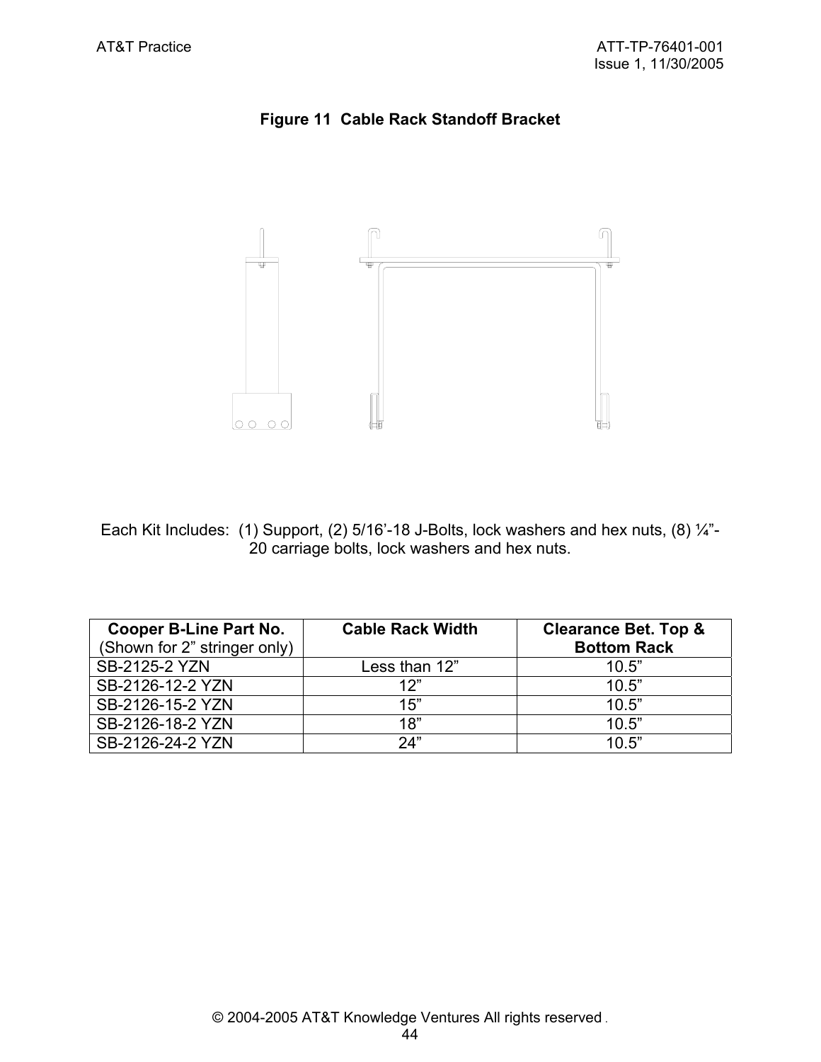**Figure 11 Cable Rack Standoff Bracket**

Each Kit Includes: (1) Support, (2) 5/16'-18 J-Bolts, lock washers and hex nuts, (8) ¼"-20 carriage bolts, lock washers and hex nuts.

| **Cooper B-Line Part No.** (Shown for 2" stringer only) | **Cable Rack Width** | **Clearance Bet. Top & Bottom Rack** |
|---|---|---|
| SB-2125-2 YZN | Less than 12" | 10.5" |
| SB-2126-12-2 YZN | 12" | 10.5" |
| SB-2126-15-2 YZN | 15" | 10.5" |
| SB-2126-18-2 YZN | 18" | 10.5" |
| SB-2126-24-2 YZN | 24" | 10.5" |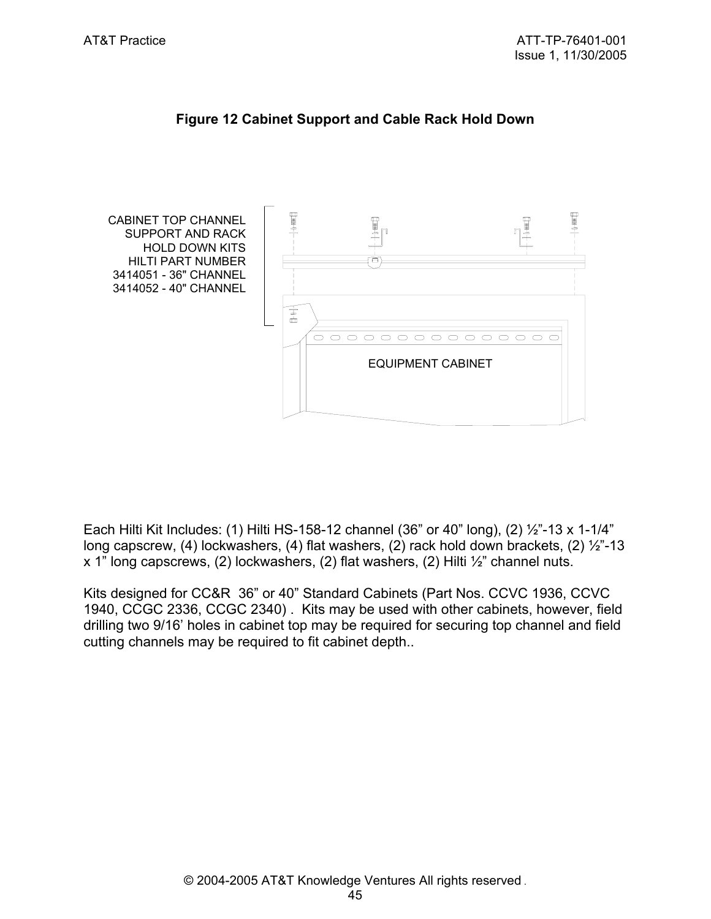**Figure 12 Cabinet Support and Cable Rack Hold Down**

CABINET TOP CHANNEL SUPPORT AND RACK HOLD DOWN KITS HILTI PART NUMBER 3414051 - 36" CHANNEL 3414052 - 40" CHANNEL

EQUIPMENT CABINET

Each Hilti Kit Includes: (1) Hilti HS-158-12 channel (36” or 40” long), (2) ½”-13 x 1-1/4” long capscrew, (4) lockwashers, (4) flat washers, (2) rack hold down brackets, (2) ½”-13 x 1” long capscrews, (2) lockwashers, (2) flat washers, (2) Hilti ½” channel nuts.

Kits designed for CC&R 36” or 40” Standard Cabinets (Part Nos. CCVC 1936, CCVC 1940, CCGC 2336, CCGC 2340) . Kits may be used with other cabinets, however, field drilling two 9/16’ holes in cabinet top may be required for securing top channel and field cutting channels may be required to fit cabinet depth..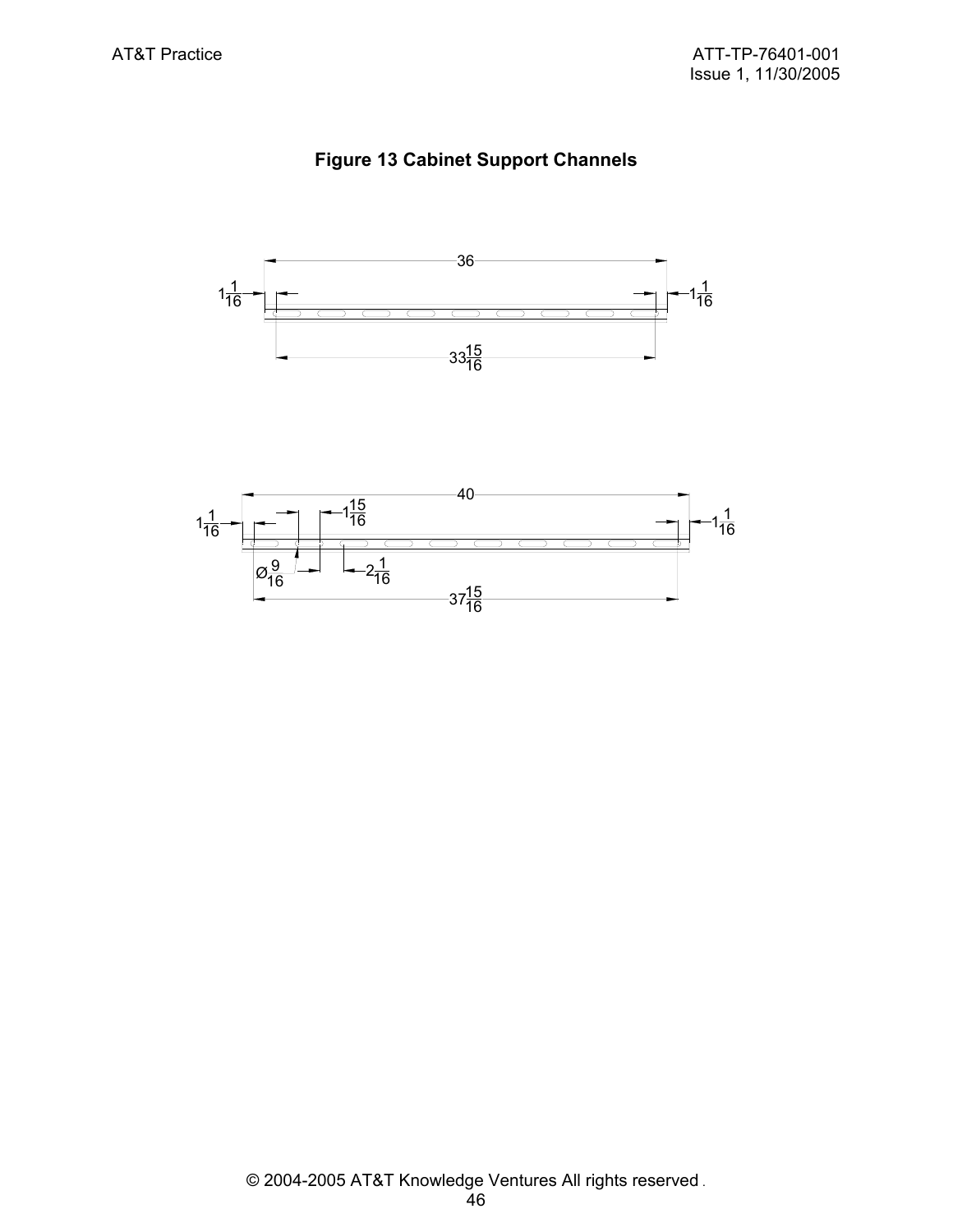**Figure 13 Cabinet Support Channels**

36

$1\frac{1}{16}$ $1\frac{1}{16}$

$33\frac{15}{16}$

40

$1\frac{1}{16}$ $1\frac{15}{16}$ $1\frac{1}{16}$

$Ø\frac{9}{16}$ $2\frac{1}{16}$

$37\frac{15}{16}$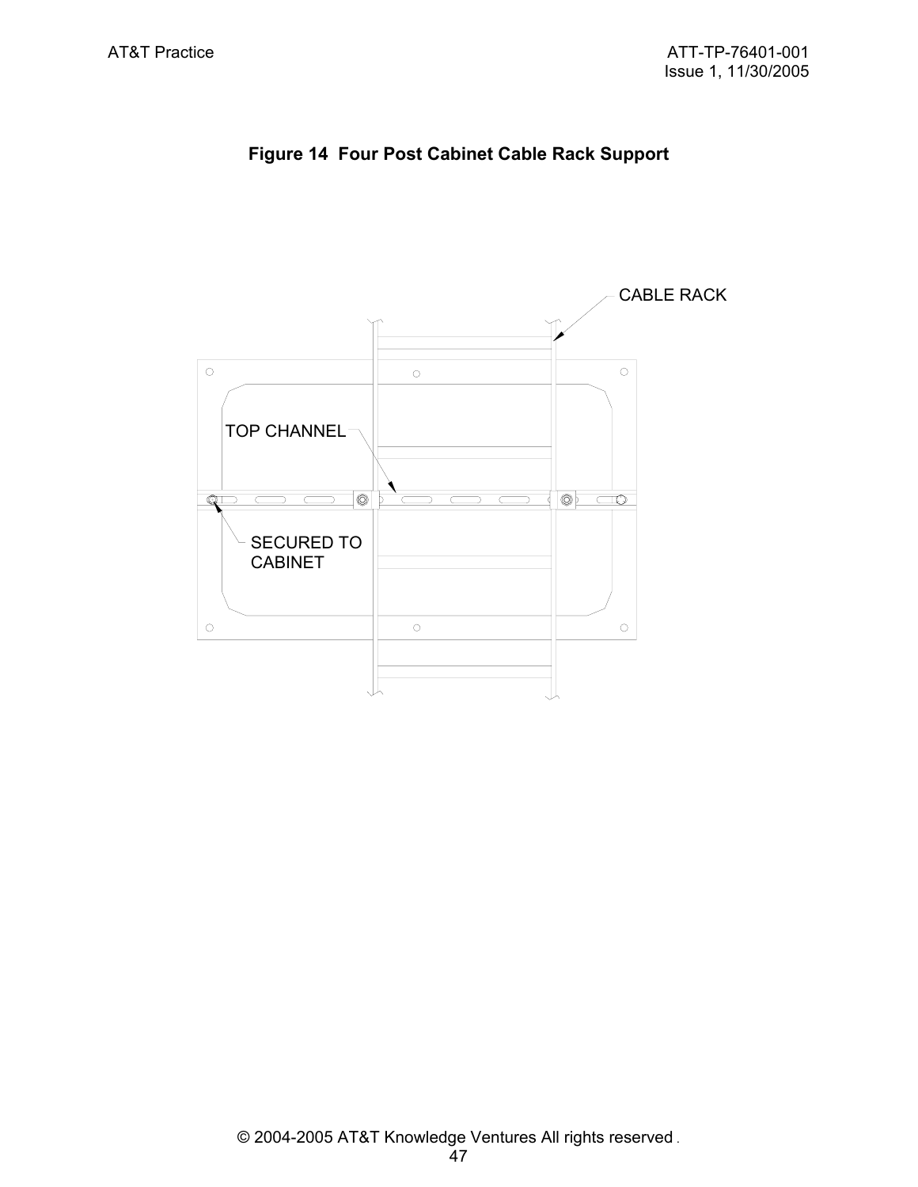**Figure 14 Four Post Cabinet Cable Rack Support**

CABLE RACK

TOP CHANNEL

SECURED TO CABINET

© 2004-2005 AT&T Knowledge Ventures All rights reserved .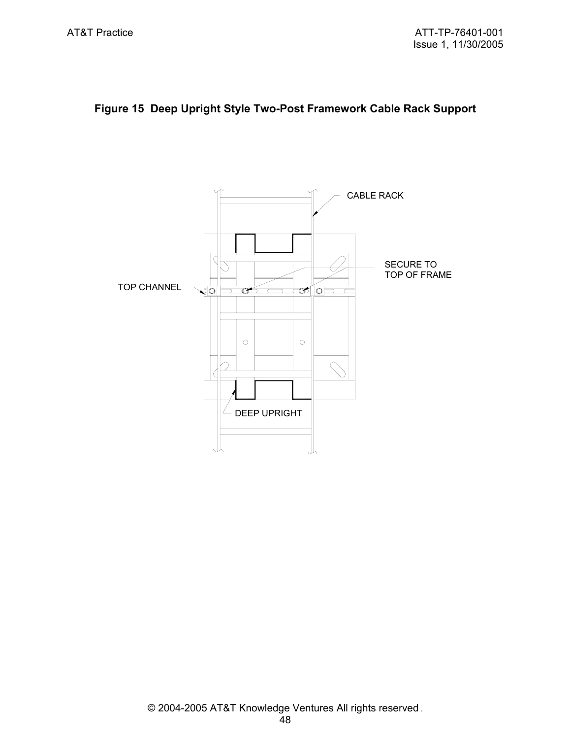**Figure 15 Deep Upright Style Two-Post Framework Cable Rack Support**

CABLE RACK

SECURE TO
TOP OF FRAME

TOP CHANNEL

DEEP UPRIGHT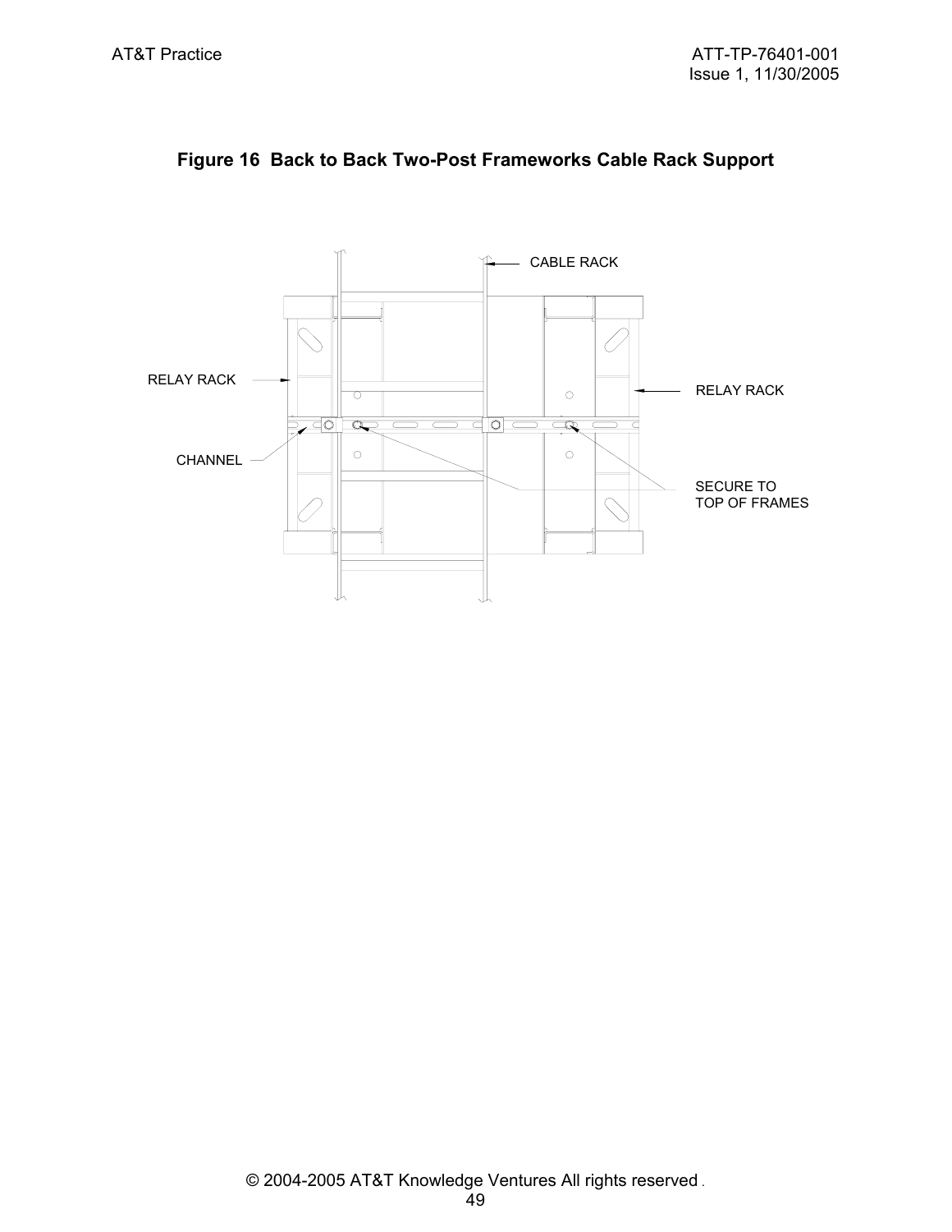**Figure 16 Back to Back Two-Post Frameworks Cable Rack Support**

CABLE RACK

RELAY RACK

RELAY RACK

CHANNEL

SECURE TO TOP OF FRAMES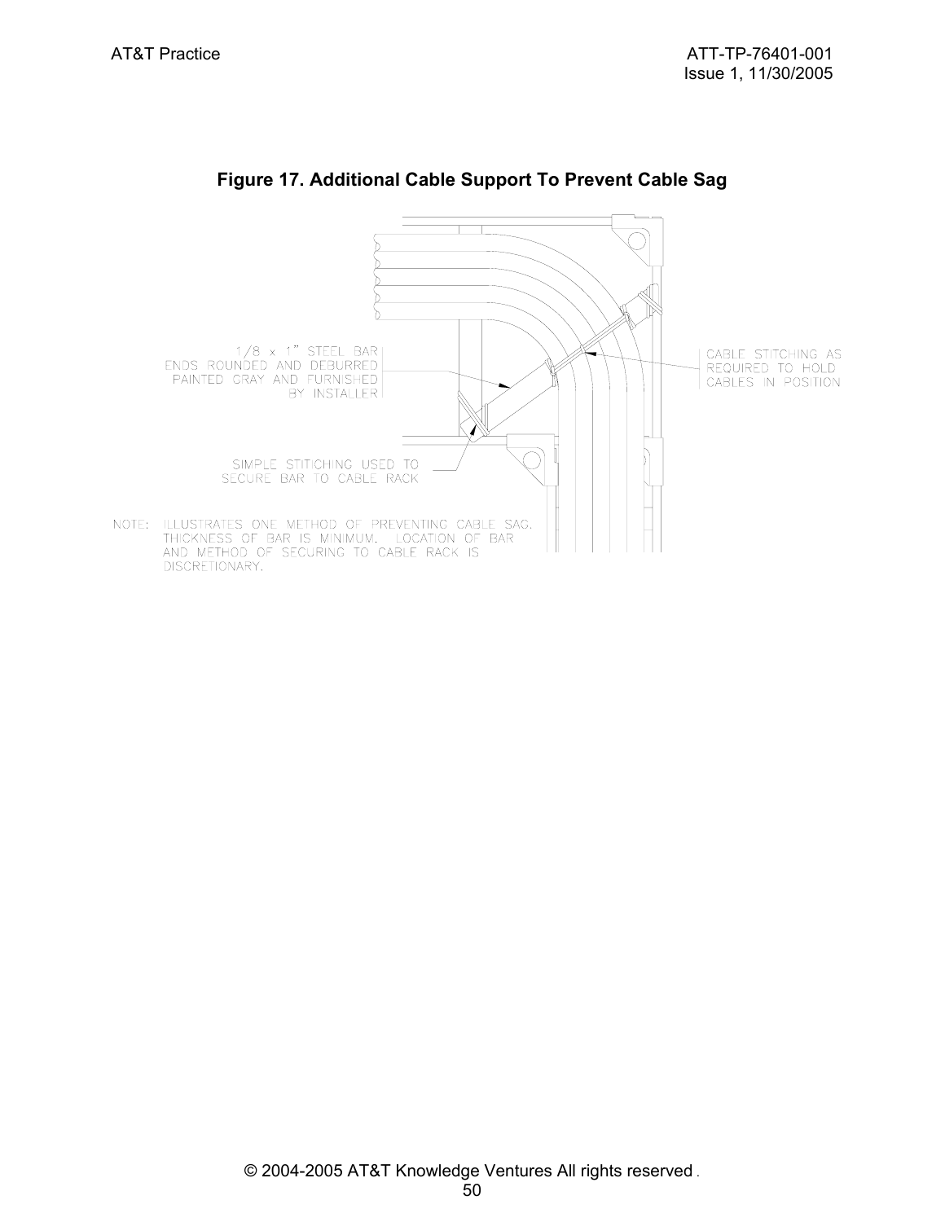**Figure 17. Additional Cable Support To Prevent Cable Sag**

1/8 x 1" STEEL BAR ENDS ROUNDED AND DEBURRED PAINTED GRAY AND FURNISHED BY INSTALLER

CABLE STITCHING AS REQUIRED TO HOLD CABLES IN POSITION

SIMPLE STITCHING USED TO SECURE BAR TO CABLE RACK

NOTE: ILLUSTRATES ONE METHOD OF PREVENTING CABLE SAG. THICKNESS OF BAR IS MINIMUM. LOCATION OF BAR AND METHOD OF SECURING TO CABLE RACK IS DISCRETIONARY.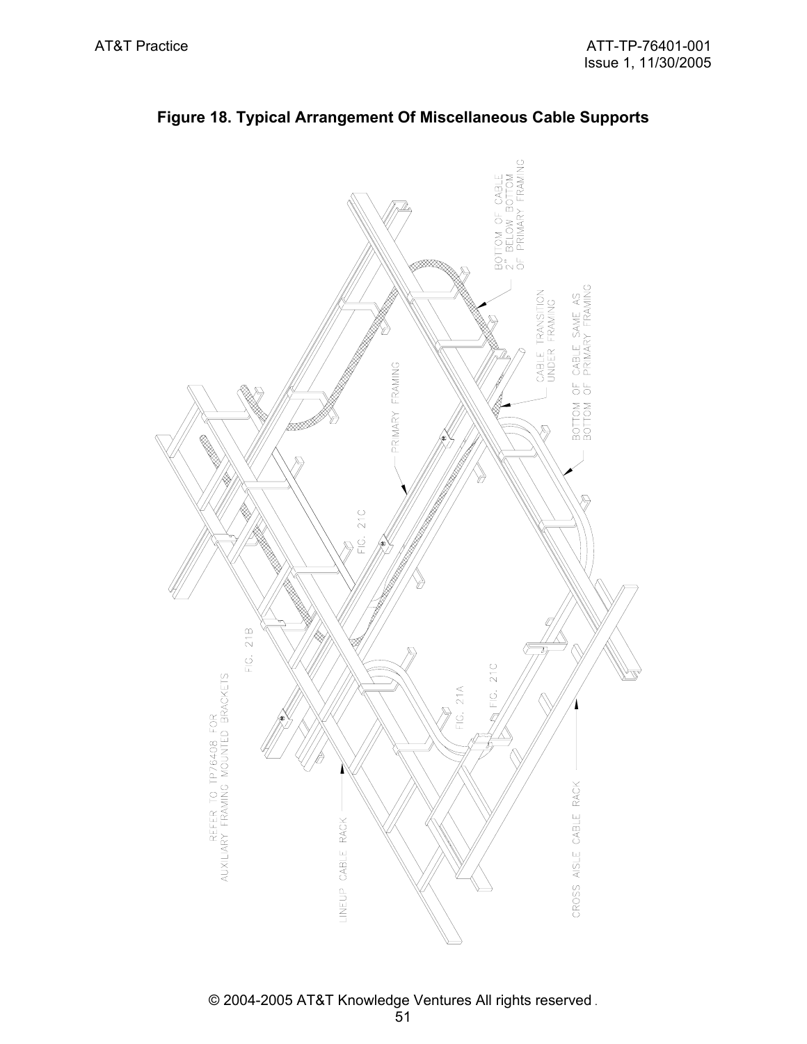**Figure 18. Typical Arrangement Of Miscellaneous Cable Supports**

BOTTOM OF CABLE 2" BELOW BOTTOM OF PRIMARY FRAMING

CABLE TRANSITION UNDER FRAMING

BOTTOM OF CABLE SAME AS BOTTOM OF PRIMARY FRAMING

PRIMARY FRAMING

FIG. 21C

FIG. 21B

FIG. 21A

FIG. 21C

REFER TO TP76408 FOR AUXILIARY FRAMING MOUNTED BRACKETS

LINEUP CABLE RACK

CROSS AISLE CABLE RACK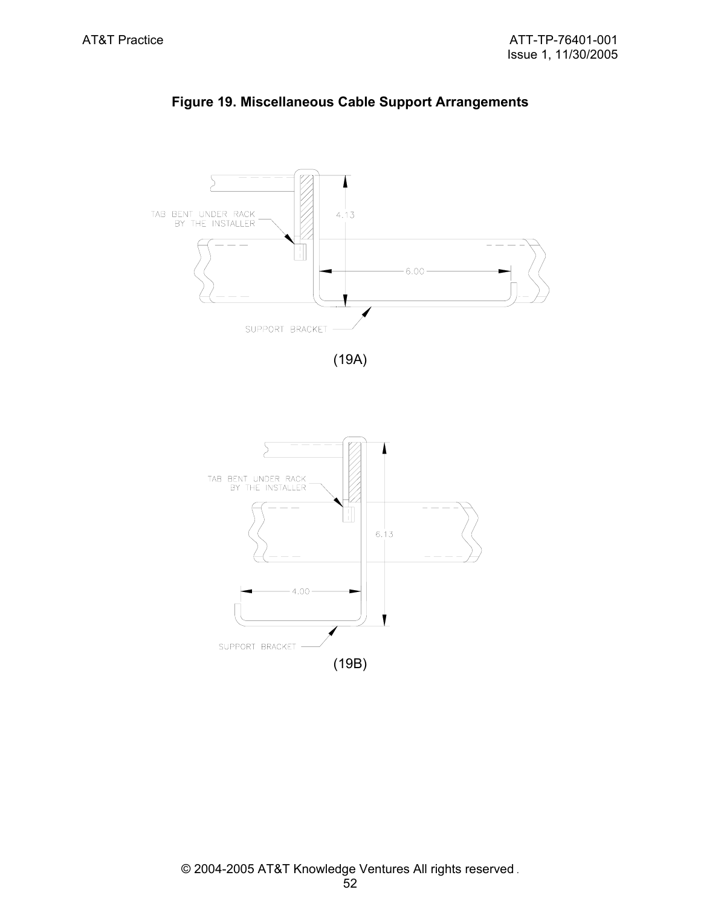**Figure 19. Miscellaneous Cable Support Arrangements**

TAB BENT UNDER RACK BY THE INSTALLER

4.13

6.00

SUPPORT BRACKET

(19A)

TAB BENT UNDER RACK BY THE INSTALLER

6.13

4.00

SUPPORT BRACKET

(19B)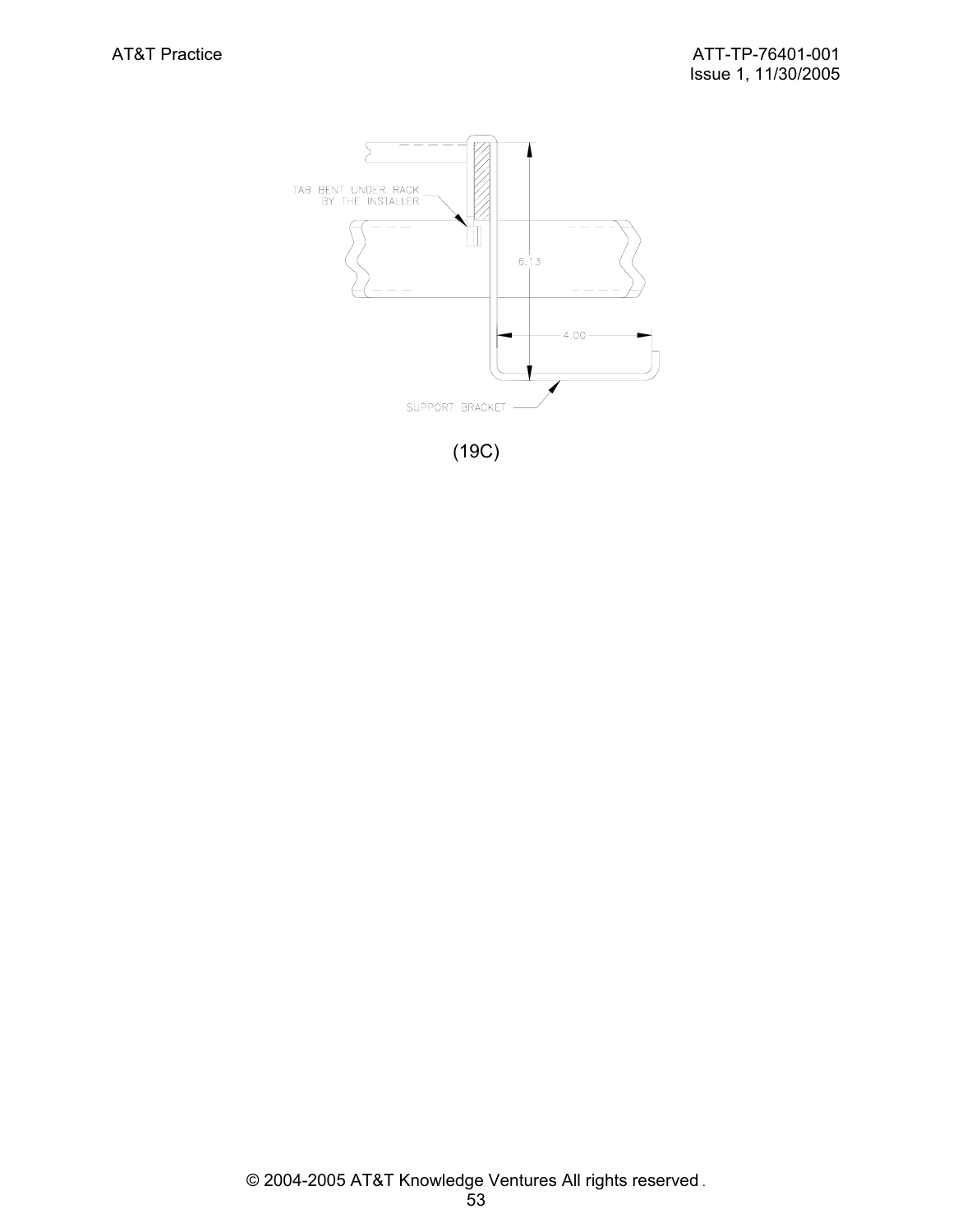TAB BENT UNDER RACK
BY THE INSTALLER

6.13

4.00

SUPPORT BRACKET

(19C)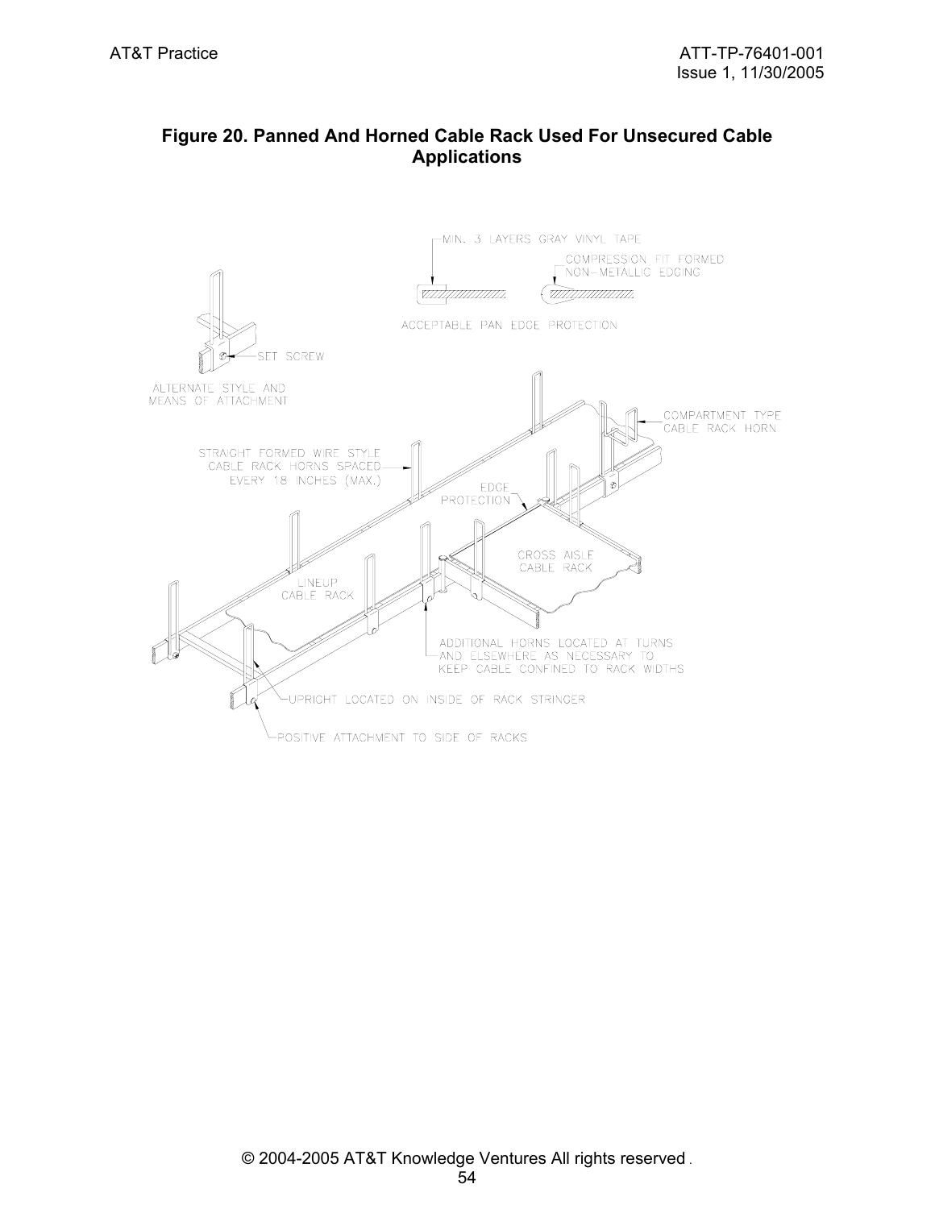**Figure 20. Panned And Horned Cable Rack Used For Unsecured Cable Applications**

MIN. 3 LAYERS GRAY VINYL TAPE

COMPRESSION FIT FORMED NON-METALLIC EDGING

ACCEPTABLE PAN EDGE PROTECTION

SET SCREW

ALTERNATE STYLE AND MEANS OF ATTACHMENT

COMPARTMENT TYPE CABLE RACK HORN

STRAIGHT FORMED WIRE STYLE CABLE RACK HORNS SPACED EVERY 18 INCHES (MAX.)

EDGE PROTECTION

CROSS AISLE CABLE RACK

LINEUP CABLE RACK

ADDITIONAL HORNS LOCATED AT TURNS AND ELSEWHERE AS NECESSARY TO KEEP CABLE CONFINED TO RACK WIDTHS

UPRIGHT LOCATED ON INSIDE OF RACK STRINGER

POSITIVE ATTACHMENT TO SIDE OF RACKS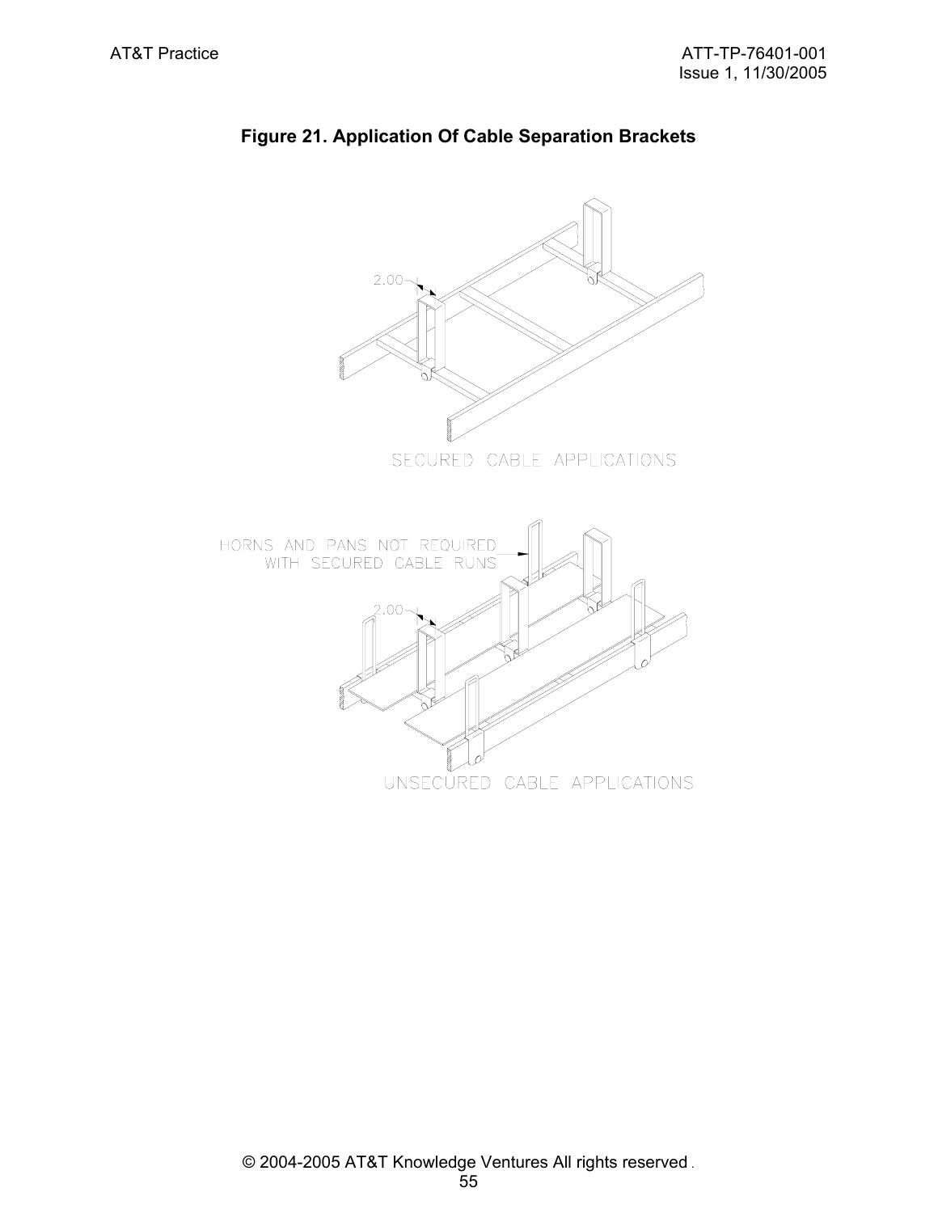**Figure 21. Application Of Cable Separation Brackets**

2.00

SECURED CABLE APPLICATIONS

HORNS AND PANS NOT REQUIRED
WITH SECURED CABLE RUNS

2.00

UNSECURED CABLE APPLICATIONS

© 2004-2005 AT&T Knowledge Ventures All rights reserved .